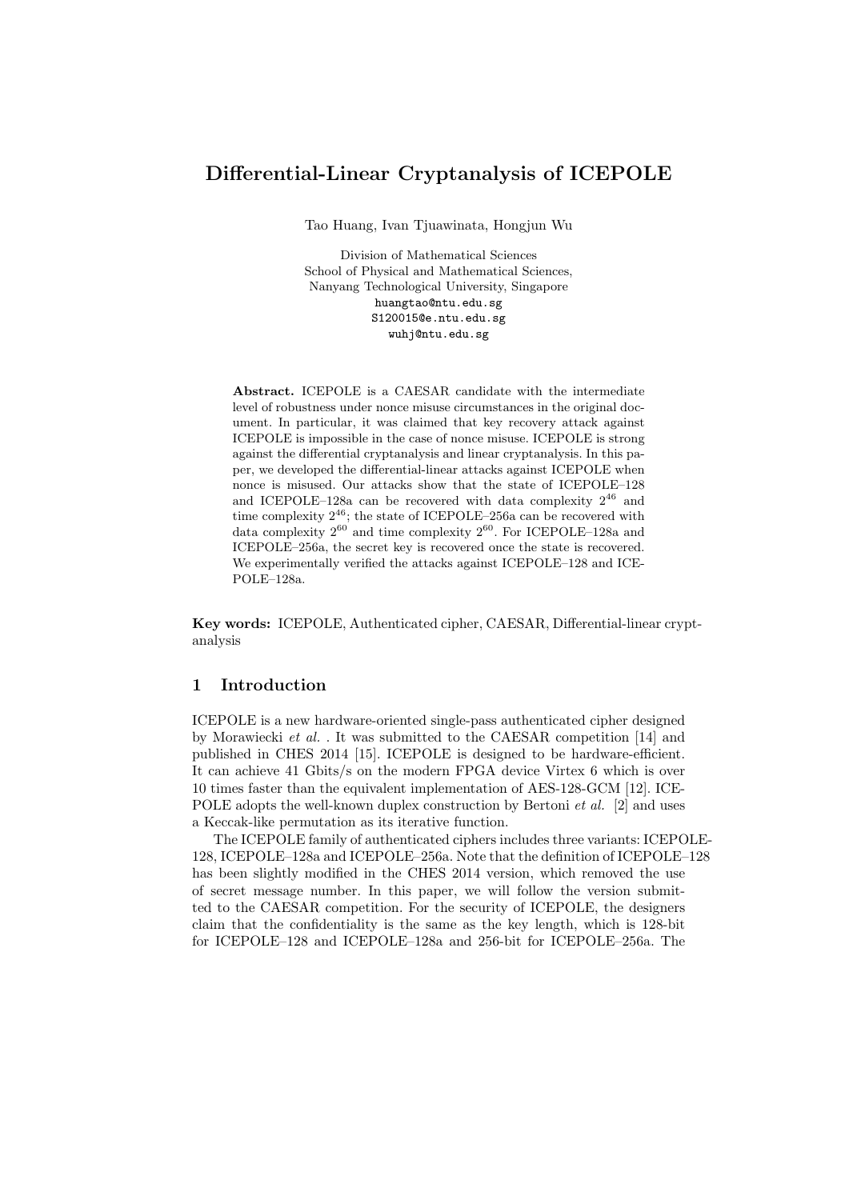# Differential-Linear Cryptanalysis of ICEPOLE

Tao Huang, Ivan Tjuawinata, Hongjun Wu

Division of Mathematical Sciences
School of Physical and Mathematical Sciences,
Nanyang Technological University, Singapore
huangtao@ntu.edu.sg
S120015@e.ntu.edu.sg
wuhj@ntu.edu.sg

**Abstract.** ICEPOLE is a CAESAR candidate with the intermediate level of robustness under nonce misuse circumstances in the original document. In particular, it was claimed that key recovery attack against ICEPOLE is impossible in the case of nonce misuse. ICEPOLE is strong against the differential cryptanalysis and linear cryptanalysis. In this paper, we developed the differential-linear attacks against ICEPOLE when nonce is misused. Our attacks show that the state of ICEPOLE–128 and ICEPOLE–128a can be recovered with data complexity $2^{46}$ and time complexity $2^{46}$; the state of ICEPOLE–256a can be recovered with data complexity $2^{60}$ and time complexity $2^{60}$. For ICEPOLE–128a and ICEPOLE–256a, the secret key is recovered once the state is recovered. We experimentally verified the attacks against ICEPOLE–128 and ICEPOLE–128a.

**Key words:** ICEPOLE, Authenticated cipher, CAESAR, Differential-linear cryptanalysis

## 1 Introduction

ICEPOLE is a new hardware-oriented single-pass authenticated cipher designed by Morawiecki *et al.* . It was submitted to the CAESAR competition [14] and published in CHES 2014 [15]. ICEPOLE is designed to be hardware-efficient. It can achieve 41 Gbits/s on the modern FPGA device Virtex 6 which is over 10 times faster than the equivalent implementation of AES-128-GCM [12]. ICEPOLE adopts the well-known duplex construction by Bertoni *et al.* [2] and uses a Keccak-like permutation as its iterative function.

The ICEPOLE family of authenticated ciphers includes three variants: ICEPOLE-128, ICEPOLE–128a and ICEPOLE–256a. Note that the definition of ICEPOLE–128 has been slightly modified in the CHES 2014 version, which removed the use of secret message number. In this paper, we will follow the version submitted to the CAESAR competition. For the security of ICEPOLE, the designers claim that the confidentiality is the same as the key length, which is 128-bit for ICEPOLE–128 and ICEPOLE–128a and 256-bit for ICEPOLE–256a. The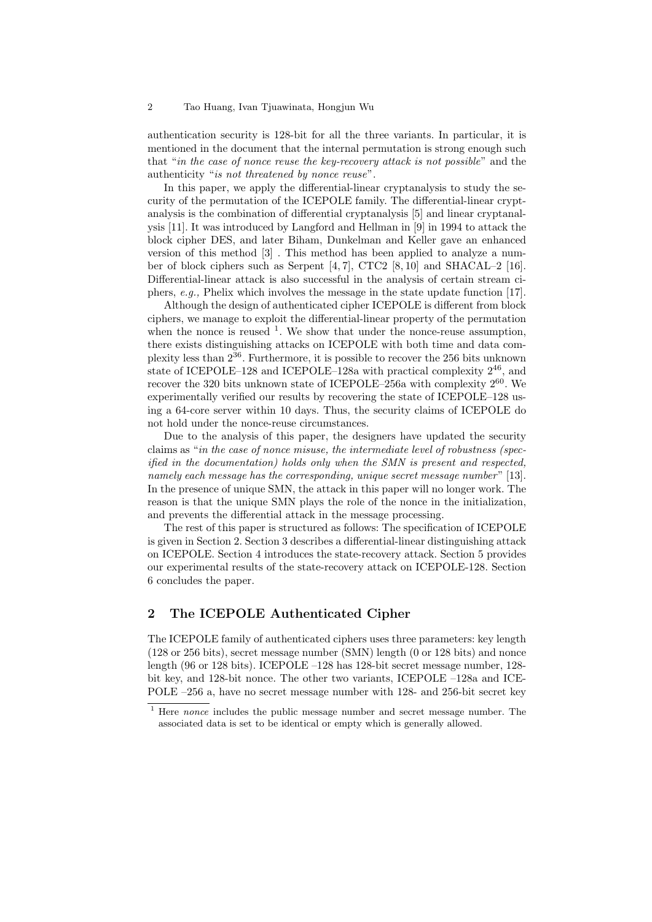authentication security is 128-bit for all the three variants. In particular, it is mentioned in the document that the internal permutation is strong enough such that "*in the case of nonce reuse the key-recovery attack is not possible*" and the authenticity "*is not threatened by nonce reuse*".

In this paper, we apply the differential-linear cryptanalysis to study the security of the permutation of the ICEPOLE family. The differential-linear cryptanalysis is the combination of differential cryptanalysis [5] and linear cryptanalysis [11]. It was introduced by Langford and Hellman in [9] in 1994 to attack the block cipher DES, and later Biham, Dunkelman and Keller gave an enhanced version of this method [3] . This method has been applied to analyze a number of block ciphers such as Serpent [4, 7], CTC2 [8, 10] and SHACAL–2 [16]. Differential-linear attack is also successful in the analysis of certain stream ciphers, *e.g.,* Phelix which involves the message in the state update function [17].

Although the design of authenticated cipher ICEPOLE is different from block ciphers, we manage to exploit the differential-linear property of the permutation when the nonce is reused [1]. We show that under the nonce-reuse assumption, there exists distinguishing attacks on ICEPOLE with both time and data complexity less than $2^{36}$. Furthermore, it is possible to recover the 256 bits unknown state of ICEPOLE–128 and ICEPOLE–128a with practical complexity $2^{46}$, and recover the 320 bits unknown state of ICEPOLE–256a with complexity $2^{60}$. We experimentally verified our results by recovering the state of ICEPOLE–128 using a 64-core server within 10 days. Thus, the security claims of ICEPOLE do not hold under the nonce-reuse circumstances.

Due to the analysis of this paper, the designers have updated the security claims as "*in the case of nonce misuse, the intermediate level of robustness (specified in the documentation) holds only when the SMN is present and respected, namely each message has the corresponding, unique secret message number*" [13]. In the presence of unique SMN, the attack in this paper will no longer work. The reason is that the unique SMN plays the role of the nonce in the initialization, and prevents the differential attack in the message processing.

The rest of this paper is structured as follows: The specification of ICEPOLE is given in Section 2. Section 3 describes a differential-linear distinguishing attack on ICEPOLE. Section 4 introduces the state-recovery attack. Section 5 provides our experimental results of the state-recovery attack on ICEPOLE-128. Section 6 concludes the paper.

## 2 The ICEPOLE Authenticated Cipher

The ICEPOLE family of authenticated ciphers uses three parameters: key length (128 or 256 bits), secret message number (SMN) length (0 or 128 bits) and nonce length (96 or 128 bits). ICEPOLE –128 has 128-bit secret message number, 128-bit key, and 128-bit nonce. The other two variants, ICEPOLE –128a and ICEPOLE –256 a, have no secret message number with 128- and 256-bit secret key

[1] Here *nonce* includes the public message number and secret message number. The associated data is set to be identical or empty which is generally allowed.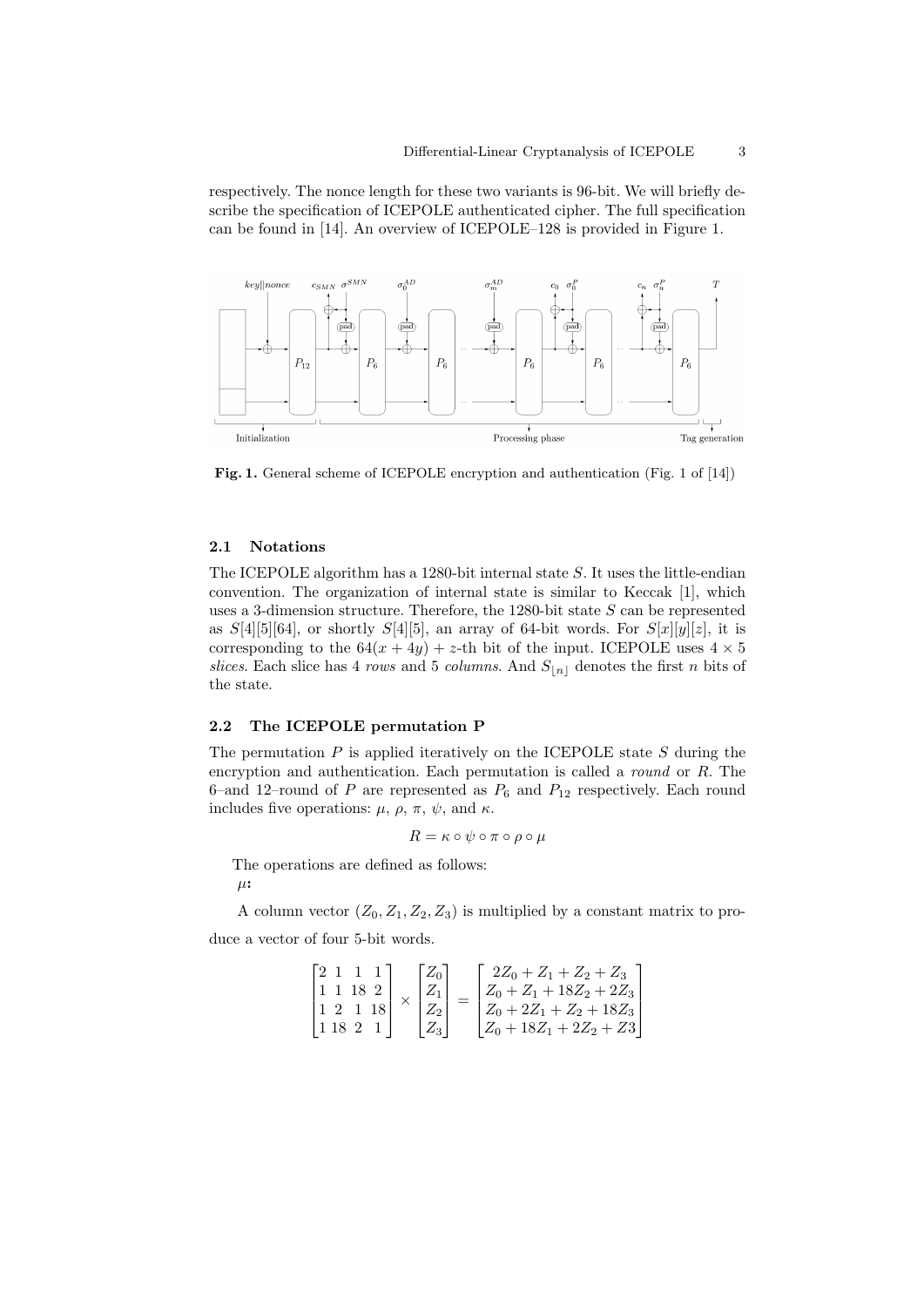respectively. The nonce length for these two variants is 96-bit. We will briefly describe the specification of ICEPOLE authenticated cipher. The full specification can be found in [14]. An overview of ICEPOLE–128 is provided in Figure 1.

**Fig. 1.** General scheme of ICEPOLE encryption and authentication (Fig. 1 of [14])

### 2.1 Notations

The ICEPOLE algorithm has a 1280-bit internal state $S$. It uses the little-endian convention. The organization of internal state is similar to Keccak [1], which uses a 3-dimension structure. Therefore, the 1280-bit state $S$ can be represented as $S[4][5][64]$, or shortly $S[4][5]$, an array of 64-bit words. For $S[x][y][z]$, it is corresponding to the $64(x + 4y) + z$-th bit of the input. ICEPOLE uses $4 \times 5$ *slices*. Each slice has 4 *rows* and 5 *columns*. And $S_{\lfloor n \rfloor}$ denotes the first $n$ bits of the state.

### 2.2 The ICEPOLE permutation P

The permutation $P$ is applied iteratively on the ICEPOLE state $S$ during the encryption and authentication. Each permutation is called a *round* or $R$. The 6–and 12–round of $P$ are represented as $P_6$ and $P_{12}$ respectively. Each round includes five operations: $\mu$, $\rho$, $\pi$, $\psi$, and $\kappa$.

$$R = \kappa \circ \psi \circ \pi \circ \rho \circ \mu$$

The operations are defined as follows:

$\mu$**:**

A column vector $(Z_0, Z_1, Z_2, Z_3)$ is multiplied by a constant matrix to produce a vector of four 5-bit words.

$$\begin{bmatrix} 2 & 1 & 1 & 1 \\ 1 & 1 & 18 & 2 \\ 1 & 2 & 1 & 18 \\ 1 & 18 & 2 & 1 \end{bmatrix} \times \begin{bmatrix} Z_0 \\ Z_1 \\ Z_2 \\ Z_3 \end{bmatrix} = \begin{bmatrix} 2Z_0 + Z_1 + Z_2 + Z_3 \\ Z_0 + Z_1 + 18Z_2 + 2Z_3 \\ Z_0 + 2Z_1 + Z_2 + 18Z_3 \\ Z_0 + 18Z_1 + 2Z_2 + Z3 \end{bmatrix}$$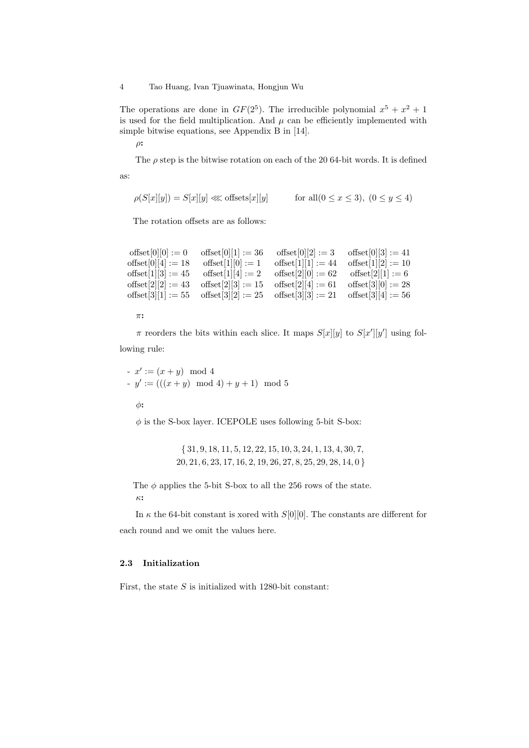The operations are done in $GF(2^5)$. The irreducible polynomial $x^5 + x^2 + 1$ is used for the field multiplication. And $\mu$ can be efficiently implemented with simple bitwise equations, see Appendix B in [14].

$\rho$**:**

The $\rho$ step is the bitwise rotation on each of the 20 64-bit words. It is defined as:

$$\rho(S[x][y]) = S[x][y] \lll \text{offsets}[x][y] \qquad \text{for all}(0 \le x \le 3),\ (0 \le y \le 4)$$

The rotation offsets are as follows:

| | | | |
|---|---|---|---|
| offset[0][0] := 0 | offset[0][1] := 36 | offset[0][2] := 3 | offset[0][3] := 41 |
| offset[0][4] := 18 | offset[1][0] := 1 | offset[1][1] := 44 | offset[1][2] := 10 |
| offset[1][3] := 45 | offset[1][4] := 2 | offset[2][0] := 62 | offset[2][1] := 6 |
| offset[2][2] := 43 | offset[2][3] := 15 | offset[2][4] := 61 | offset[3][0] := 28 |
| offset[3][1] := 55 | offset[3][2] := 25 | offset[3][3] := 21 | offset[3][4] := 56 |

$\pi$**:**

$\pi$ reorders the bits within each slice. It maps $S[x][y]$ to $S[x'][y']$ using following rule:

- $x' := (x + y) \mod 4$
- $y' := (((x + y) \mod 4) + y + 1) \mod 5$

$\phi$**:**

$\phi$ is the S-box layer. ICEPOLE uses following 5-bit S-box:

$$\{\, 31, 9, 18, 11, 5, 12, 22, 15, 10, 3, 24, 1, 13, 4, 30, 7,$$
$$20, 21, 6, 23, 17, 16, 2, 19, 26, 27, 8, 25, 29, 28, 14, 0 \,\}$$

The $\phi$ applies the 5-bit S-box to all the 256 rows of the state.

$\kappa$**:**

In $\kappa$ the 64-bit constant is xored with $S[0][0]$. The constants are different for each round and we omit the values here.

### 2.3 Initialization

First, the state $S$ is initialized with 1280-bit constant: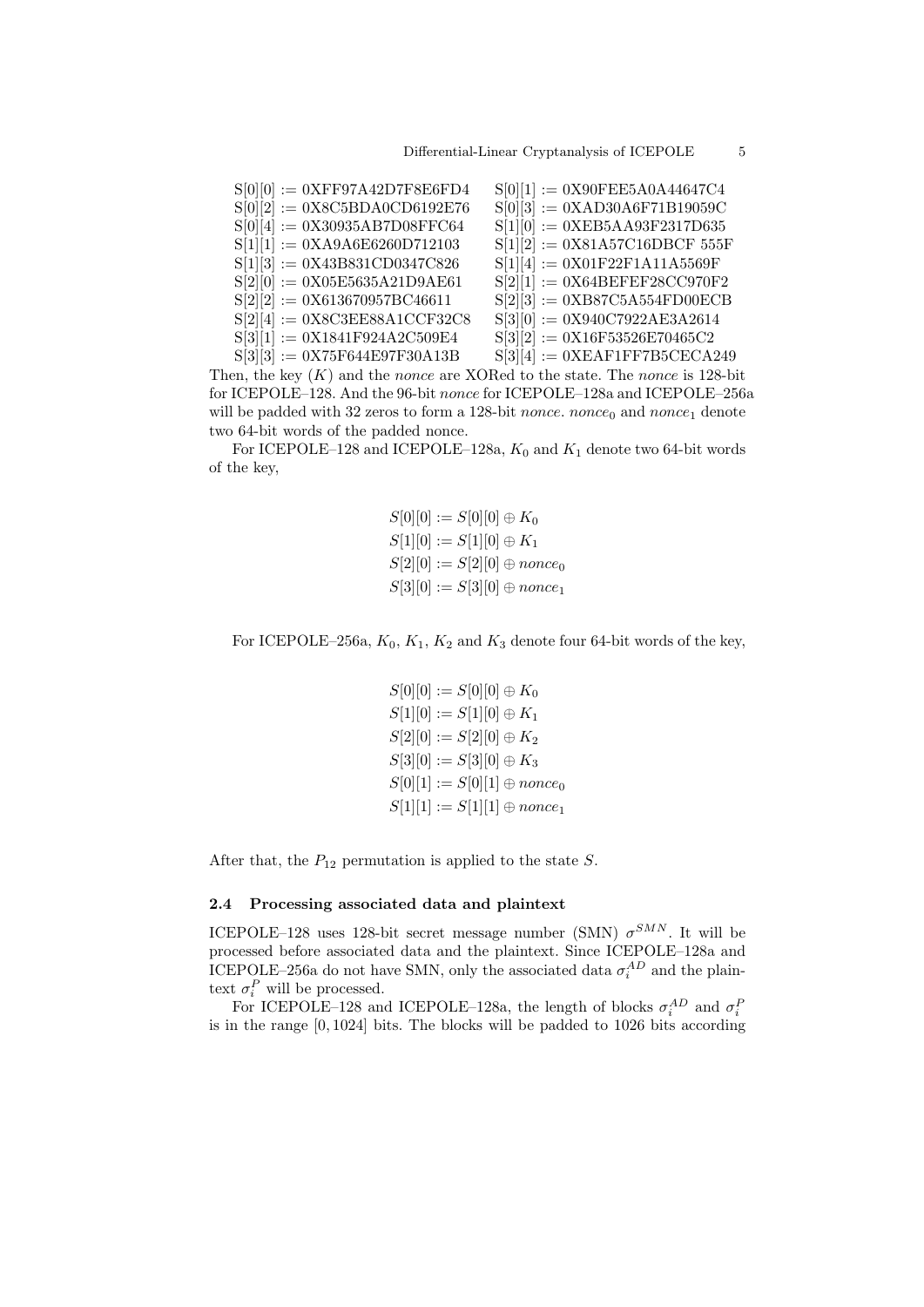S[0][0] := 0XFF97A42D7F8E6FD4 S[0][1] := 0X90FEE5A0A44647C4
S[0][2] := 0X8C5BDA0CD6192E76 S[0][3] := 0XAD30A6F71B19059C
S[0][4] := 0X30935AB7D08FFC64 S[1][0] := 0XEB5AA93F2317D635
S[1][1] := 0XA9A6E6260D712103 S[1][2] := 0X81A57C16DBCF 555F
S[1][3] := 0X43B831CD0347C826 S[1][4] := 0X01F22F1A11A5569F
S[2][0] := 0X05E5635A21D9AE61 S[2][1] := 0X64BEFEF28CC970F2
S[2][2] := 0X613670957BC46611 S[2][3] := 0XB87C5A554FD00ECB
S[2][4] := 0X8C3EE88A1CCF32C8 S[3][0] := 0X940C7922AE3A2614
S[3][1] := 0X1841F924A2C509E4 S[3][2] := 0X16F53526E70465C2
S[3][3] := 0X75F644E97F30A13B S[3][4] := 0XEAF1FF7B5CECA249

Then, the key ($K$) and the *nonce* are XORed to the state. The *nonce* is 128-bit for ICEPOLE–128. And the 96-bit *nonce* for ICEPOLE–128a and ICEPOLE–256a will be padded with 32 zeros to form a 128-bit *nonce*. $nonce_0$ and $nonce_1$ denote two 64-bit words of the padded nonce.

For ICEPOLE–128 and ICEPOLE–128a, $K_0$ and $K_1$ denote two 64-bit words of the key,

$$S[0][0] := S[0][0] \oplus K_0$$
$$S[1][0] := S[1][0] \oplus K_1$$
$$S[2][0] := S[2][0] \oplus nonce_0$$
$$S[3][0] := S[3][0] \oplus nonce_1$$

For ICEPOLE–256a, $K_0$, $K_1$, $K_2$ and $K_3$ denote four 64-bit words of the key,

$$S[0][0] := S[0][0] \oplus K_0$$
$$S[1][0] := S[1][0] \oplus K_1$$
$$S[2][0] := S[2][0] \oplus K_2$$
$$S[3][0] := S[3][0] \oplus K_3$$
$$S[0][1] := S[0][1] \oplus nonce_0$$
$$S[1][1] := S[1][1] \oplus nonce_1$$

After that, the $P_{12}$ permutation is applied to the state $S$.

### 2.4 Processing associated data and plaintext

ICEPOLE–128 uses 128-bit secret message number (SMN) $\sigma^{SMN}$. It will be processed before associated data and the plaintext. Since ICEPOLE–128a and ICEPOLE–256a do not have SMN, only the associated data $\sigma_i^{AD}$ and the plaintext $\sigma_i^{P}$ will be processed.

For ICEPOLE–128 and ICEPOLE–128a, the length of blocks $\sigma_i^{AD}$ and $\sigma_i^{P}$ is in the range $[0, 1024]$ bits. The blocks will be padded to 1026 bits according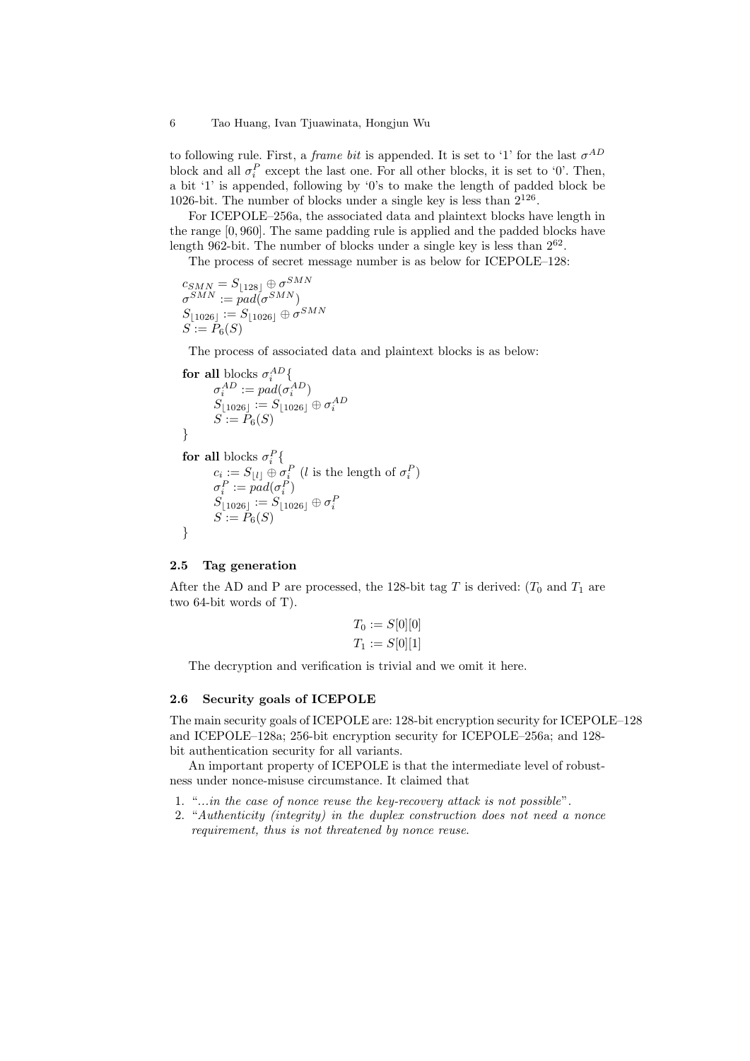to following rule. First, a *frame bit* is appended. It is set to '1' for the last $\sigma^{AD}$ block and all $\sigma_i^P$ except the last one. For all other blocks, it is set to '0'. Then, a bit '1' is appended, following by '0's to make the length of padded block be 1026-bit. The number of blocks under a single key is less than $2^{126}$.

For ICEPOLE–256a, the associated data and plaintext blocks have length in the range $[0, 960]$. The same padding rule is applied and the padded blocks have length 962-bit. The number of blocks under a single key is less than $2^{62}$.

The process of secret message number is as below for ICEPOLE–128:

$$
\begin{aligned}
&c_{SMN} = S_{\lfloor 128 \rfloor} \oplus \sigma^{SMN} \\
&\sigma^{SMN} := pad(\sigma^{SMN}) \\
&S_{\lfloor 1026 \rfloor} := S_{\lfloor 1026 \rfloor} \oplus \sigma^{SMN} \\
&S := P_6(S)
\end{aligned}
$$

The process of associated data and plaintext blocks is as below:

**for all** blocks $\sigma_i^{AD}${
$\quad \sigma_i^{AD} := pad(\sigma_i^{AD})$
$\quad S_{\lfloor 1026 \rfloor} := S_{\lfloor 1026 \rfloor} \oplus \sigma_i^{AD}$
$\quad S := P_6(S)$
}

**for all** blocks $\sigma_i^P${
$\quad c_i := S_{\lfloor l \rfloor} \oplus \sigma_i^P$ ($l$ is the length of $\sigma_i^P$)
$\quad \sigma_i^P := pad(\sigma_i^P)$
$\quad S_{\lfloor 1026 \rfloor} := S_{\lfloor 1026 \rfloor} \oplus \sigma_i^P$
$\quad S := P_6(S)$
}

### 2.5 Tag generation

After the AD and P are processed, the 128-bit tag $T$ is derived: ($T_0$ and $T_1$ are two 64-bit words of T).

$$
\begin{aligned}
T_0 &:= S[0][0] \\
T_1 &:= S[0][1]
\end{aligned}
$$

The decryption and verification is trivial and we omit it here.

### 2.6 Security goals of ICEPOLE

The main security goals of ICEPOLE are: 128-bit encryption security for ICEPOLE–128 and ICEPOLE–128a; 256-bit encryption security for ICEPOLE–256a; and 128-bit authentication security for all variants.

An important property of ICEPOLE is that the intermediate level of robustness under nonce-misuse circumstance. It claimed that

1. "*...in the case of nonce reuse the key-recovery attack is not possible*".
2. "*Authenticity (integrity) in the duplex construction does not need a nonce requirement, thus is not threatened by nonce reuse.*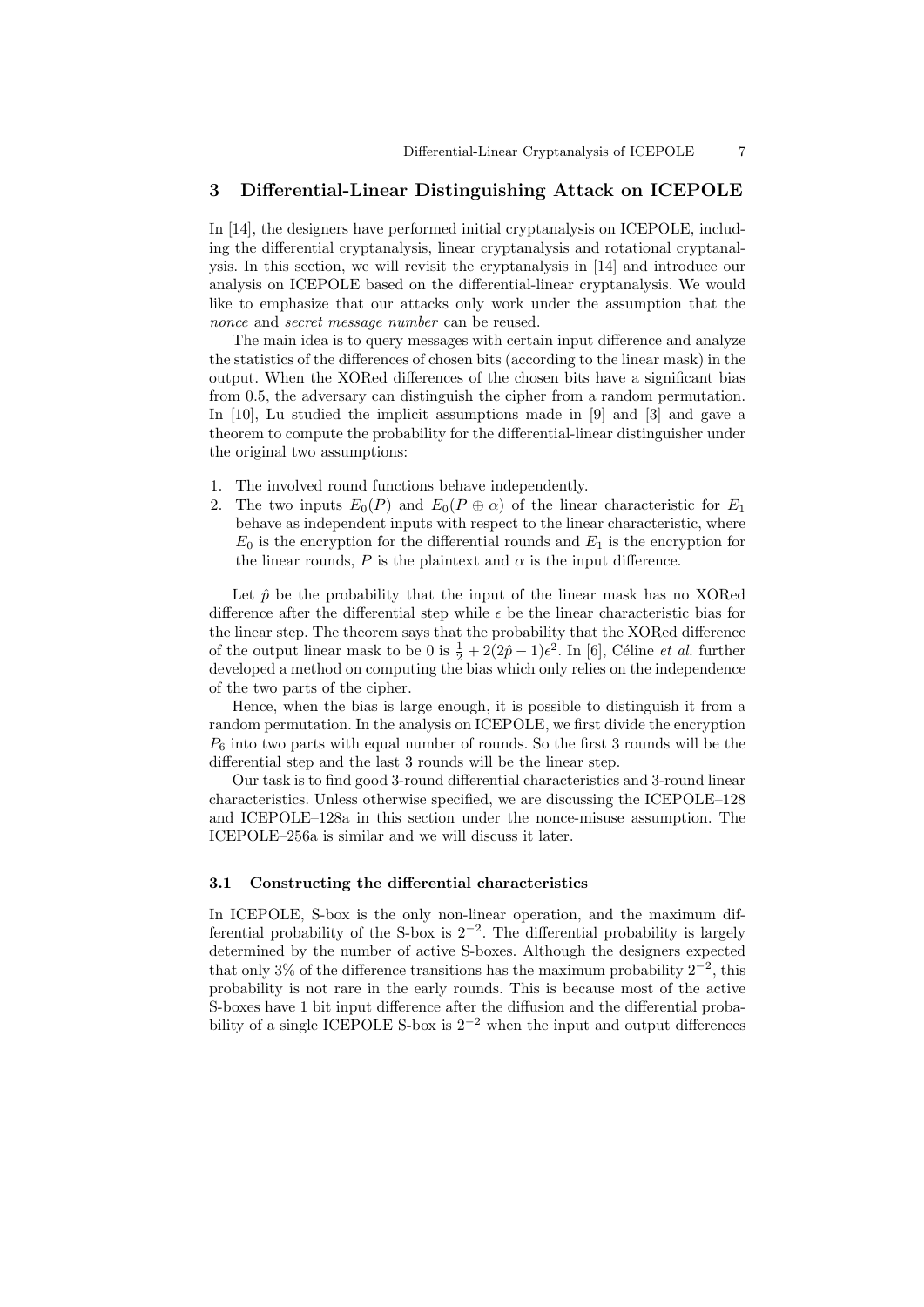## 3 Differential-Linear Distinguishing Attack on ICEPOLE

In [14], the designers have performed initial cryptanalysis on ICEPOLE, including the differential cryptanalysis, linear cryptanalysis and rotational cryptanalysis. In this section, we will revisit the cryptanalysis in [14] and introduce our analysis on ICEPOLE based on the differential-linear cryptanalysis. We would like to emphasize that our attacks only work under the assumption that the *nonce* and *secret message number* can be reused.

The main idea is to query messages with certain input difference and analyze the statistics of the differences of chosen bits (according to the linear mask) in the output. When the XORed differences of the chosen bits have a significant bias from 0.5, the adversary can distinguish the cipher from a random permutation. In [10], Lu studied the implicit assumptions made in [9] and [3] and gave a theorem to compute the probability for the differential-linear distinguisher under the original two assumptions:

1. The involved round functions behave independently.
2. The two inputs $E_0(P)$ and $E_0(P \oplus \alpha)$ of the linear characteristic for $E_1$ behave as independent inputs with respect to the linear characteristic, where $E_0$ is the encryption for the differential rounds and $E_1$ is the encryption for the linear rounds, $P$ is the plaintext and $\alpha$ is the input difference.

Let $\hat{p}$ be the probability that the input of the linear mask has no XORed difference after the differential step while $\epsilon$ be the linear characteristic bias for the linear step. The theorem says that the probability that the XORed difference of the output linear mask to be 0 is $\frac{1}{2} + 2(2\hat{p} - 1)\epsilon^2$. In [6], Céline *et al.* further developed a method on computing the bias which only relies on the independence of the two parts of the cipher.

Hence, when the bias is large enough, it is possible to distinguish it from a random permutation. In the analysis on ICEPOLE, we first divide the encryption $P_6$ into two parts with equal number of rounds. So the first 3 rounds will be the differential step and the last 3 rounds will be the linear step.

Our task is to find good 3-round differential characteristics and 3-round linear characteristics. Unless otherwise specified, we are discussing the ICEPOLE–128 and ICEPOLE–128a in this section under the nonce-misuse assumption. The ICEPOLE–256a is similar and we will discuss it later.

### 3.1 Constructing the differential characteristics

In ICEPOLE, S-box is the only non-linear operation, and the maximum differential probability of the S-box is $2^{-2}$. The differential probability is largely determined by the number of active S-boxes. Although the designers expected that only 3% of the difference transitions has the maximum probability $2^{-2}$, this probability is not rare in the early rounds. This is because most of the active S-boxes have 1 bit input difference after the diffusion and the differential probability of a single ICEPOLE S-box is $2^{-2}$ when the input and output differences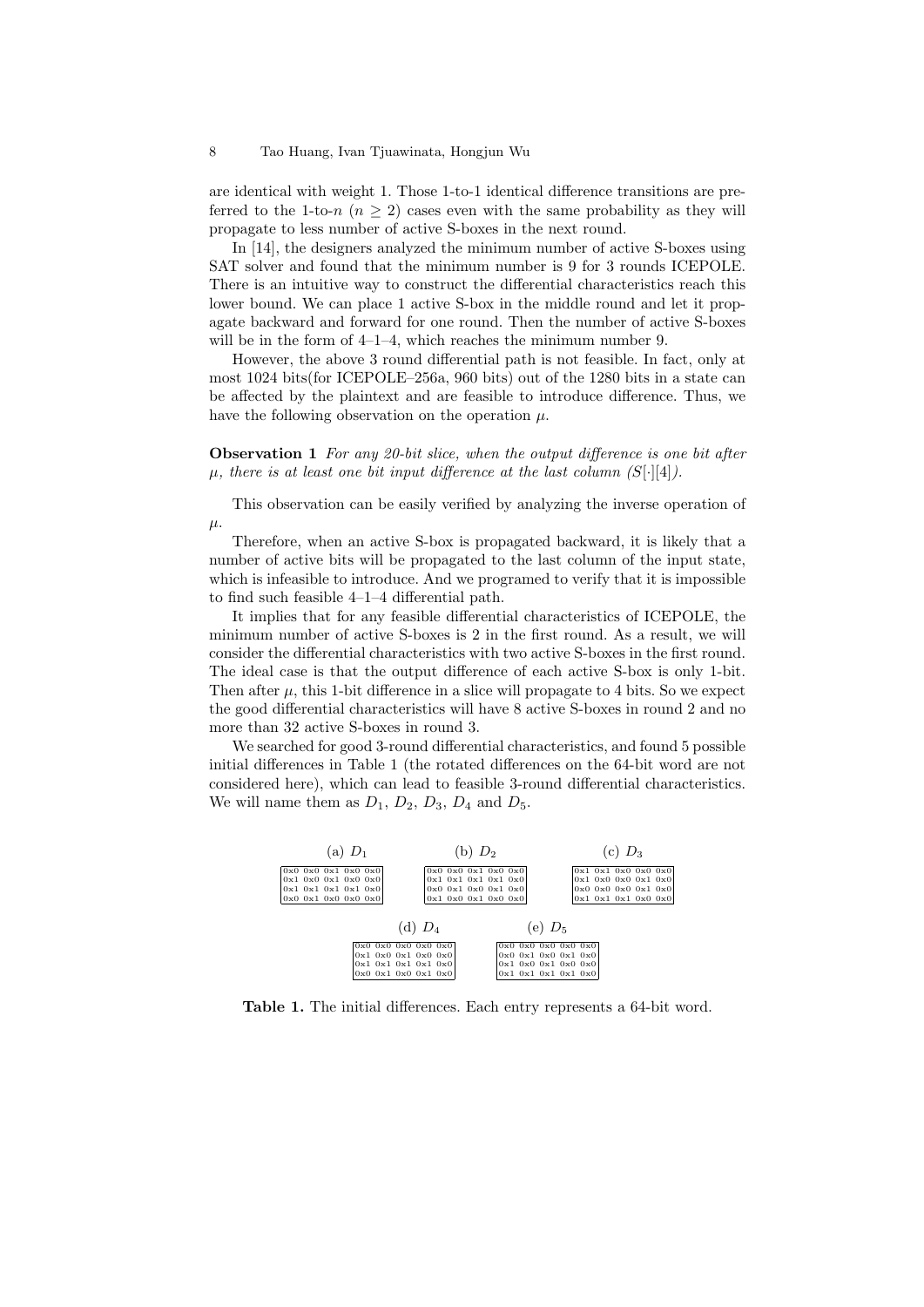are identical with weight 1. Those 1-to-1 identical difference transitions are preferred to the 1-to-$n$ ($n \geq 2$) cases even with the same probability as they will propagate to less number of active S-boxes in the next round.

In [14], the designers analyzed the minimum number of active S-boxes using SAT solver and found that the minimum number is 9 for 3 rounds ICEPOLE. There is an intuitive way to construct the differential characteristics reach this lower bound. We can place 1 active S-box in the middle round and let it propagate backward and forward for one round. Then the number of active S-boxes will be in the form of 4–1–4, which reaches the minimum number 9.

However, the above 3 round differential path is not feasible. In fact, only at most 1024 bits(for ICEPOLE–256a, 960 bits) out of the 1280 bits in a state can be affected by the plaintext and are feasible to introduce difference. Thus, we have the following observation on the operation $\mu$.

**Observation 1** *For any 20-bit slice, when the output difference is one bit after $\mu$, there is at least one bit input difference at the last column ($S[\cdot][4]$).*

This observation can be easily verified by analyzing the inverse operation of $\mu$.

Therefore, when an active S-box is propagated backward, it is likely that a number of active bits will be propagated to the last column of the input state, which is infeasible to introduce. And we programed to verify that it is impossible to find such feasible 4–1–4 differential path.

It implies that for any feasible differential characteristics of ICEPOLE, the minimum number of active S-boxes is 2 in the first round. As a result, we will consider the differential characteristics with two active S-boxes in the first round. The ideal case is that the output difference of each active S-box is only 1-bit. Then after $\mu$, this 1-bit difference in a slice will propagate to 4 bits. So we expect the good differential characteristics will have 8 active S-boxes in round 2 and no more than 32 active S-boxes in round 3.

We searched for good 3-round differential characteristics, and found 5 possible initial differences in Table 1 (the rotated differences on the 64-bit word are not considered here), which can lead to feasible 3-round differential characteristics. We will name them as $D_1$, $D_2$, $D_3$, $D_4$ and $D_5$.

(a) $D_1$

| | | | | |
|---|---|---|---|---|
| 0x0 | 0x0 | 0x1 | 0x0 | 0x0 |
| 0x1 | 0x0 | 0x1 | 0x0 | 0x0 |
| 0x1 | 0x1 | 0x1 | 0x1 | 0x0 |
| 0x0 | 0x1 | 0x0 | 0x0 | 0x0 |

(b) $D_2$

| | | | | |
|---|---|---|---|---|
| 0x0 | 0x0 | 0x1 | 0x0 | 0x0 |
| 0x1 | 0x1 | 0x1 | 0x1 | 0x0 |
| 0x0 | 0x1 | 0x0 | 0x1 | 0x0 |
| 0x1 | 0x0 | 0x1 | 0x0 | 0x0 |

(c) $D_3$

| | | | | |
|---|---|---|---|---|
| 0x1 | 0x1 | 0x0 | 0x0 | 0x0 |
| 0x1 | 0x0 | 0x0 | 0x1 | 0x0 |
| 0x0 | 0x0 | 0x0 | 0x1 | 0x0 |
| 0x1 | 0x1 | 0x1 | 0x0 | 0x0 |

(d) $D_4$

| | | | | |
|---|---|---|---|---|
| 0x0 | 0x0 | 0x0 | 0x0 | 0x0 |
| 0x1 | 0x0 | 0x1 | 0x0 | 0x0 |
| 0x1 | 0x1 | 0x1 | 0x1 | 0x0 |
| 0x0 | 0x1 | 0x0 | 0x1 | 0x0 |

(e) $D_5$

| | | | | |
|---|---|---|---|---|
| 0x0 | 0x0 | 0x0 | 0x0 | 0x0 |
| 0x0 | 0x1 | 0x0 | 0x1 | 0x0 |
| 0x1 | 0x0 | 0x1 | 0x0 | 0x0 |
| 0x1 | 0x1 | 0x1 | 0x1 | 0x0 |

**Table 1.** The initial differences. Each entry represents a 64-bit word.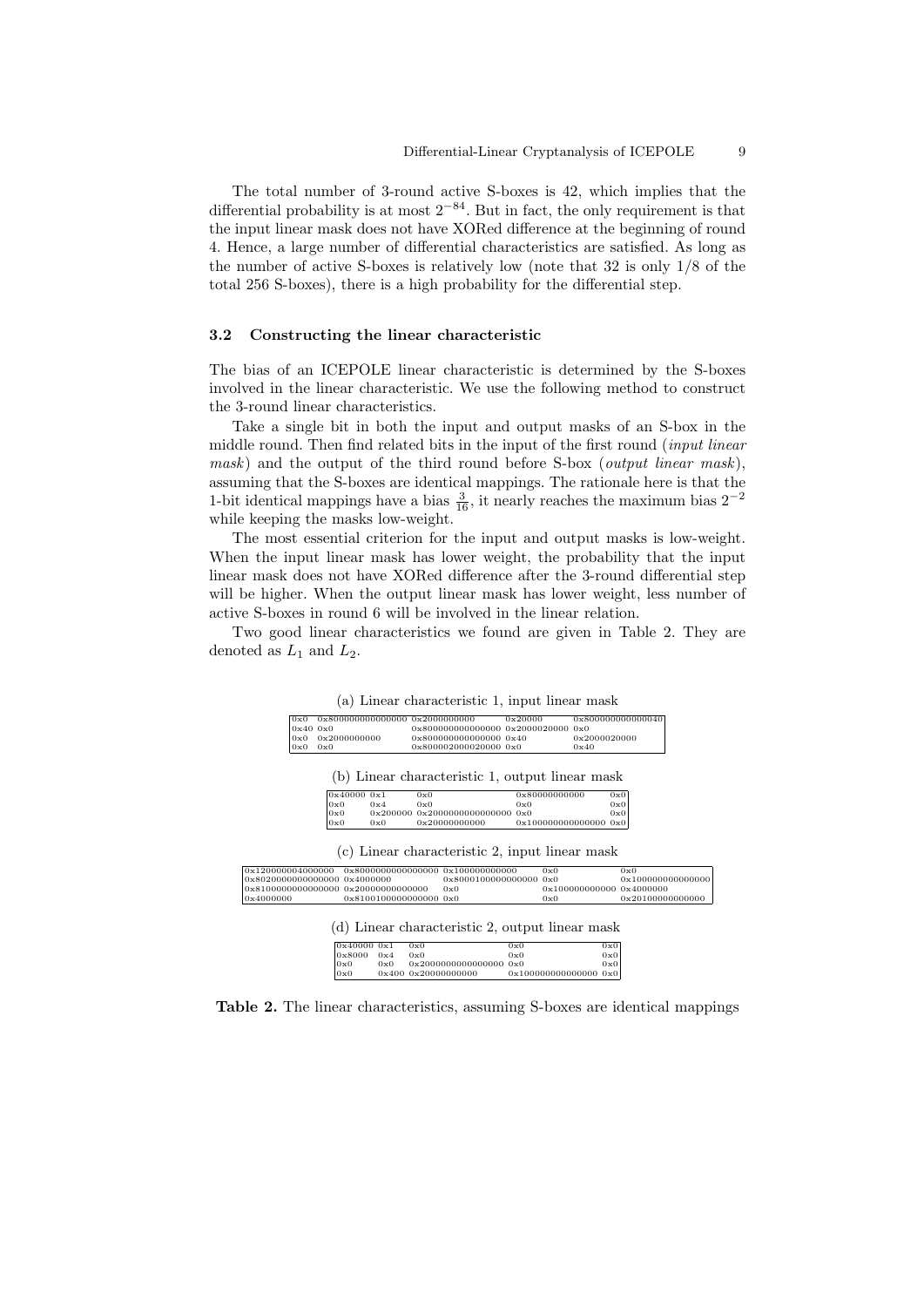The total number of 3-round active S-boxes is 42, which implies that the differential probability is at most $2^{-84}$. But in fact, the only requirement is that the input linear mask does not have XORed difference at the beginning of round 4. Hence, a large number of differential characteristics are satisfied. As long as the number of active S-boxes is relatively low (note that 32 is only 1/8 of the total 256 S-boxes), there is a high probability for the differential step.

### 3.2 Constructing the linear characteristic

The bias of an ICEPOLE linear characteristic is determined by the S-boxes involved in the linear characteristic. We use the following method to construct the 3-round linear characteristics.

Take a single bit in both the input and output masks of an S-box in the middle round. Then find related bits in the input of the first round (*input linear mask*) and the output of the third round before S-box (*output linear mask*), assuming that the S-boxes are identical mappings. The rationale here is that the 1-bit identical mappings have a bias $\frac{3}{16}$, it nearly reaches the maximum bias $2^{-2}$ while keeping the masks low-weight.

The most essential criterion for the input and output masks is low-weight. When the input linear mask has lower weight, the probability that the input linear mask does not have XORed difference after the 3-round differential step will be higher. When the output linear mask has lower weight, less number of active S-boxes in round 6 will be involved in the linear relation.

Two good linear characteristics we found are given in Table 2. They are denoted as $L_1$ and $L_2$.

(a) Linear characteristic 1, input linear mask

| | | | | |
|---|---|---|---|---|
| 0x0 | 0x8000000000000000 | 0x2000000000 | 0x20000 | 0x8000000000000040 |
| 0x40 | 0x0 | 0x8000000000000000 | 0x2000020000 | 0x0 |
| 0x0 | 0x2000000000 | 0x8000000000000000 | 0x40 | 0x2000020000 |
| 0x0 | 0x0 | 0x800002000020000 | 0x0 | 0x40 |

(b) Linear characteristic 1, output linear mask

| | | | | |
|---|---|---|---|---|
| 0x40000 | 0x1 | 0x0 | 0x80000000000 | 0x0 |
| 0x0 | 0x4 | 0x0 | 0x0 | 0x0 |
| 0x0 | 0x200000 | 0x2000000000000000 | 0x0 | 0x0 |
| 0x0 | 0x0 | 0x20000000000 | 0x100000000000000 | 0x0 |

(c) Linear characteristic 2, input linear mask

| | | | | |
|---|---|---|---|---|
| 0x120000004000000 | 0x8000000000000000 | 0x100000000000 | 0x0 | 0x0 |
| 0x8020000000000000 | 0x4000000 | 0x8000100000000000 | 0x0 | 0x100000000000000 |
| 0x8100000000000000 | 0x20000000000000 | 0x0 | 0x100000000000 | 0x4000000 |
| 0x4000000 | 0x8100100000000000 | 0x0 | 0x0 | 0x20100000000000 |

(d) Linear characteristic 2, output linear mask

| | | | | |
|---|---|---|---|---|
| 0x40000 | 0x1 | 0x0 | 0x0 | 0x0 |
| 0x8000 | 0x4 | 0x0 | 0x0 | 0x0 |
| 0x0 | 0x0 | 0x2000000000000000 | 0x0 | 0x0 |
| 0x0 | 0x400 | 0x20000000000 | 0x100000000000000 | 0x0 |

**Table 2.** The linear characteristics, assuming S-boxes are identical mappings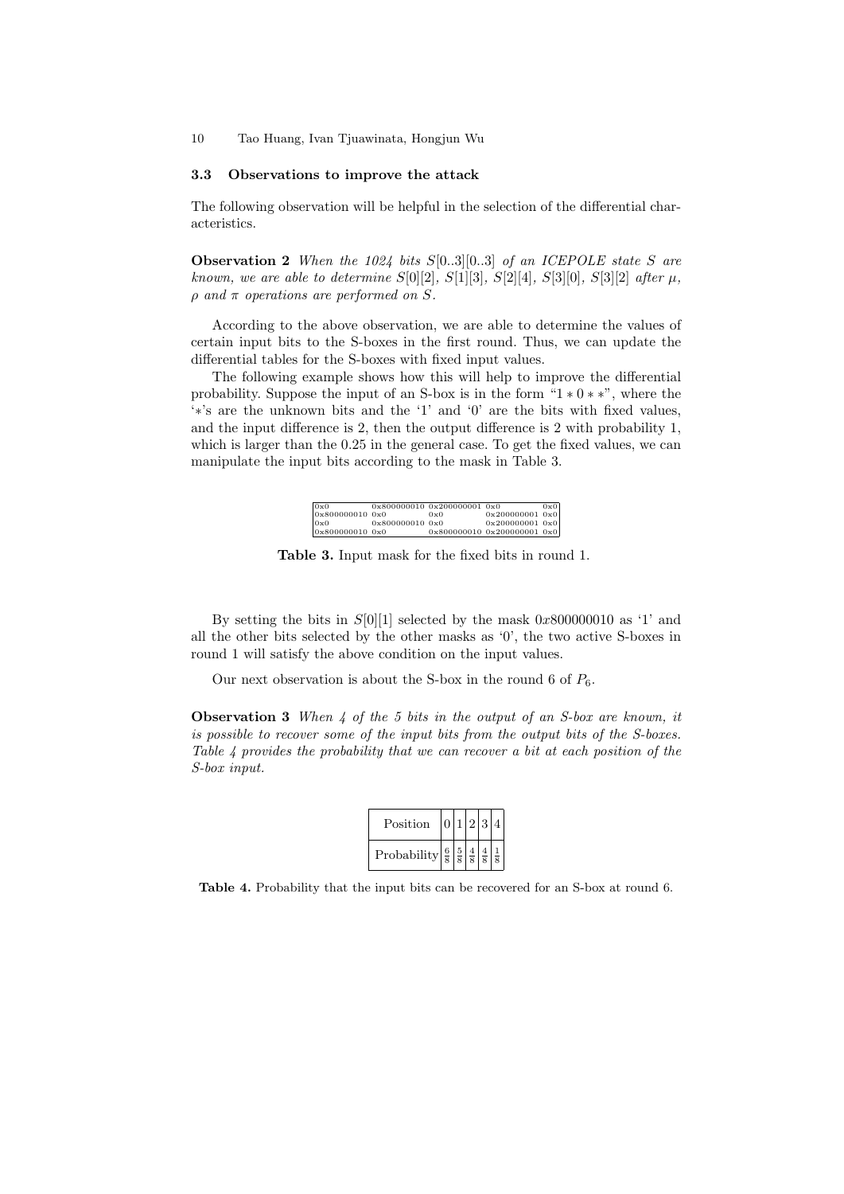### 3.3 Observations to improve the attack

The following observation will be helpful in the selection of the differential characteristics.

**Observation 2** *When the 1024 bits $S[0..3][0..3]$ of an ICEPOLE state $S$ are known, we are able to determine $S[0][2]$, $S[1][3]$, $S[2][4]$, $S[3][0]$, $S[3][2]$ after $\mu$, $\rho$ and $\pi$ operations are performed on $S$.*

According to the above observation, we are able to determine the values of certain input bits to the S-boxes in the first round. Thus, we can update the differential tables for the S-boxes with fixed input values.

The following example shows how this will help to improve the differential probability. Suppose the input of an S-box is in the form "$1 * 0 * *$", where the '$*$'s are the unknown bits and the '1' and '0' are the bits with fixed values, and the input difference is 2, then the output difference is 2 with probability 1, which is larger than the 0.25 in the general case. To get the fixed values, we can manipulate the input bits according to the mask in Table 3.

| | | | | |
|---|---|---|---|---|
| 0x0 | 0x800000010 | 0x200000001 | 0x0 | 0x0 |
| 0x800000010 | 0x0 | 0x0 | 0x200000001 | 0x0 |
| 0x0 | 0x800000010 | 0x0 | 0x200000001 | 0x0 |
| 0x800000010 | 0x0 | 0x800000010 | 0x200000001 | 0x0 |

**Table 3.** Input mask for the fixed bits in round 1.

By setting the bits in $S[0][1]$ selected by the mask $0x800000010$ as '1' and all the other bits selected by the other masks as '0', the two active S-boxes in round 1 will satisfy the above condition on the input values.

Our next observation is about the S-box in the round 6 of $P_6$.

**Observation 3** *When 4 of the 5 bits in the output of an S-box are known, it is possible to recover some of the input bits from the output bits of the S-boxes. Table 4 provides the probability that we can recover a bit at each position of the S-box input.*

| Position | 0 | 1 | 2 | 3 | 4 |
|---|---|---|---|---|---|
| Probability | $\frac{6}{8}$ | $\frac{5}{8}$ | $\frac{4}{8}$ | $\frac{4}{8}$ | $\frac{1}{8}$ |

**Table 4.** Probability that the input bits can be recovered for an S-box at round 6.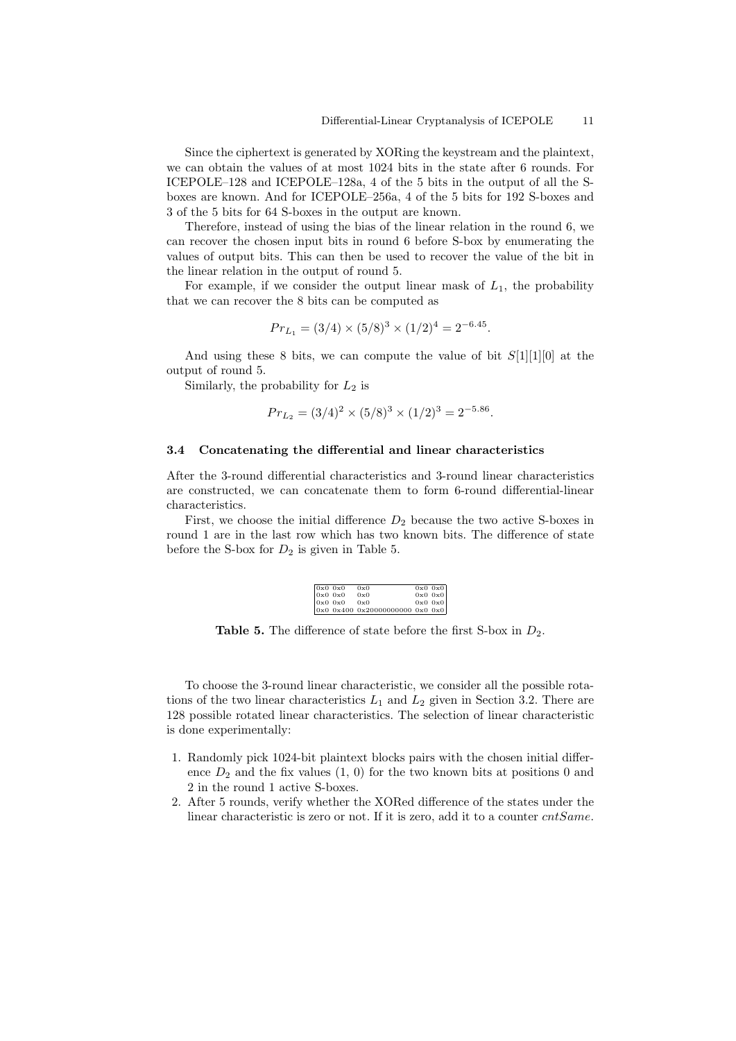Since the ciphertext is generated by XORing the keystream and the plaintext, we can obtain the values of at most 1024 bits in the state after 6 rounds. For ICEPOLE–128 and ICEPOLE–128a, 4 of the 5 bits in the output of all the S-boxes are known. And for ICEPOLE–256a, 4 of the 5 bits for 192 S-boxes and 3 of the 5 bits for 64 S-boxes in the output are known.

Therefore, instead of using the bias of the linear relation in the round 6, we can recover the chosen input bits in round 6 before S-box by enumerating the values of output bits. This can then be used to recover the value of the bit in the linear relation in the output of round 5.

For example, if we consider the output linear mask of $L_1$, the probability that we can recover the 8 bits can be computed as

$$Pr_{L_1} = (3/4) \times (5/8)^3 \times (1/2)^4 = 2^{-6.45}.$$

And using these 8 bits, we can compute the value of bit $S[1][1][0]$ at the output of round 5.

Similarly, the probability for $L_2$ is

$$Pr_{L_2} = (3/4)^2 \times (5/8)^3 \times (1/2)^3 = 2^{-5.86}.$$

### 3.4 Concatenating the differential and linear characteristics

After the 3-round differential characteristics and 3-round linear characteristics are constructed, we can concatenate them to form 6-round differential-linear characteristics.

First, we choose the initial difference $D_2$ because the two active S-boxes in round 1 are in the last row which has two known bits. The difference of state before the S-box for $D_2$ is given in Table 5.

| | | | | |
|---|---|---|---|---|
| 0x0 | 0x0 | 0x0 | 0x0 | 0x0 |
| 0x0 | 0x0 | 0x0 | 0x0 | 0x0 |
| 0x0 | 0x0 | 0x0 | 0x0 | 0x0 |
| 0x0 | 0x400 | 0x20000000000 | 0x0 | 0x0 |

**Table 5.** The difference of state before the first S-box in $D_2$.

To choose the 3-round linear characteristic, we consider all the possible rotations of the two linear characteristics $L_1$ and $L_2$ given in Section 3.2. There are 128 possible rotated linear characteristics. The selection of linear characteristic is done experimentally:

1. Randomly pick 1024-bit plaintext blocks pairs with the chosen initial difference $D_2$ and the fix values (1, 0) for the two known bits at positions 0 and 2 in the round 1 active S-boxes.
2. After 5 rounds, verify whether the XORed difference of the states under the linear characteristic is zero or not. If it is zero, add it to a counter *cntSame*.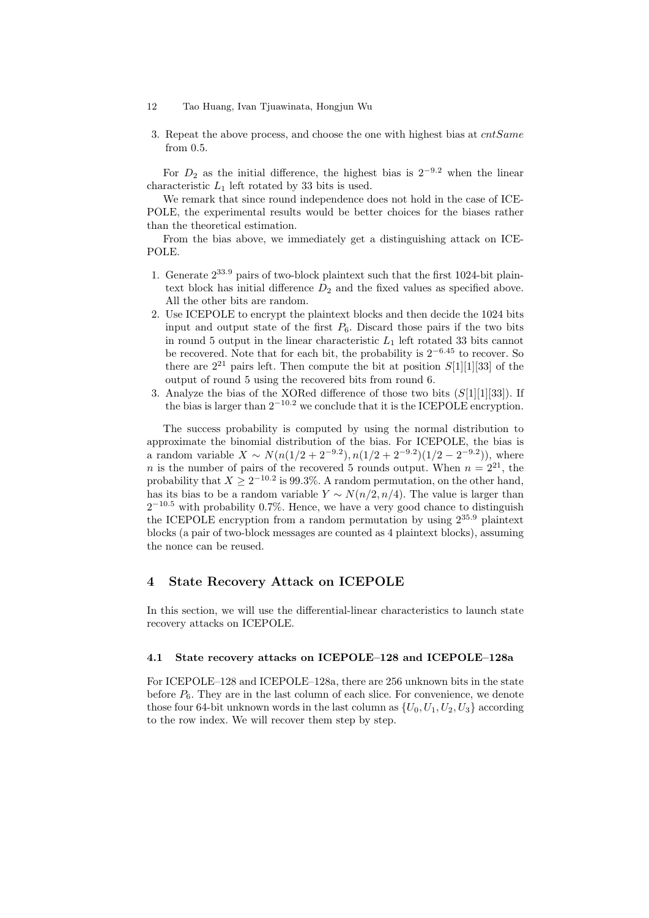3. Repeat the above process, and choose the one with highest bias at *cntSame* from 0.5.

For $D_2$ as the initial difference, the highest bias is $2^{-9.2}$ when the linear characteristic $L_1$ left rotated by 33 bits is used.

We remark that since round independence does not hold in the case of ICEPOLE, the experimental results would be better choices for the biases rather than the theoretical estimation.

From the bias above, we immediately get a distinguishing attack on ICEPOLE.

1. Generate $2^{33.9}$ pairs of two-block plaintext such that the first 1024-bit plaintext block has initial difference $D_2$ and the fixed values as specified above. All the other bits are random.
2. Use ICEPOLE to encrypt the plaintext blocks and then decide the 1024 bits input and output state of the first $P_6$. Discard those pairs if the two bits in round 5 output in the linear characteristic $L_1$ left rotated 33 bits cannot be recovered. Note that for each bit, the probability is $2^{-6.45}$ to recover. So there are $2^{21}$ pairs left. Then compute the bit at position $S[1][1][33]$ of the output of round 5 using the recovered bits from round 6.
3. Analyze the bias of the XORed difference of those two bits ($S[1][1][33]$). If the bias is larger than $2^{-10.2}$ we conclude that it is the ICEPOLE encryption.

The success probability is computed by using the normal distribution to approximate the binomial distribution of the bias. For ICEPOLE, the bias is a random variable $X \sim N(n(1/2 + 2^{-9.2}), n(1/2 + 2^{-9.2})(1/2 - 2^{-9.2}))$, where $n$ is the number of pairs of the recovered 5 rounds output. When $n = 2^{21}$, the probability that $X \geq 2^{-10.2}$ is 99.3%. A random permutation, on the other hand, has its bias to be a random variable $Y \sim N(n/2, n/4)$. The value is larger than $2^{-10.5}$ with probability 0.7%. Hence, we have a very good chance to distinguish the ICEPOLE encryption from a random permutation by using $2^{35.9}$ plaintext blocks (a pair of two-block messages are counted as 4 plaintext blocks), assuming the nonce can be reused.

## 4 State Recovery Attack on ICEPOLE

In this section, we will use the differential-linear characteristics to launch state recovery attacks on ICEPOLE.

### 4.1 State recovery attacks on ICEPOLE–128 and ICEPOLE–128a

For ICEPOLE–128 and ICEPOLE–128a, there are 256 unknown bits in the state before $P_6$. They are in the last column of each slice. For convenience, we denote those four 64-bit unknown words in the last column as $\{U_0, U_1, U_2, U_3\}$ according to the row index. We will recover them step by step.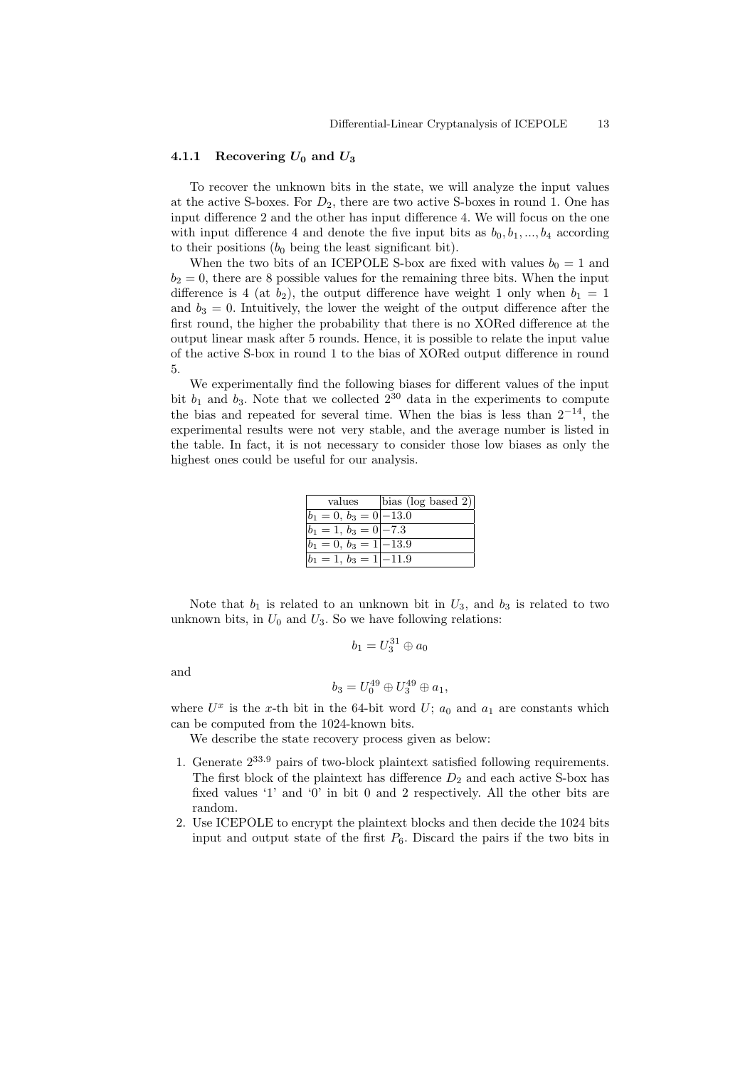#### 4.1.1 Recovering $U_0$ and $U_3$

To recover the unknown bits in the state, we will analyze the input values at the active S-boxes. For $D_2$, there are two active S-boxes in round 1. One has input difference 2 and the other has input difference 4. We will focus on the one with input difference 4 and denote the five input bits as $b_0, b_1, ..., b_4$ according to their positions ($b_0$ being the least significant bit).

When the two bits of an ICEPOLE S-box are fixed with values $b_0 = 1$ and $b_2 = 0$, there are 8 possible values for the remaining three bits. When the input difference is 4 (at $b_2$), the output difference have weight 1 only when $b_1 = 1$ and $b_3 = 0$. Intuitively, the lower the weight of the output difference after the first round, the higher the probability that there is no XORed difference at the output linear mask after 5 rounds. Hence, it is possible to relate the input value of the active S-box in round 1 to the bias of XORed output difference in round 5.

We experimentally find the following biases for different values of the input bit $b_1$ and $b_3$. Note that we collected $2^{30}$ data in the experiments to compute the bias and repeated for several time. When the bias is less than $2^{-14}$, the experimental results were not very stable, and the average number is listed in the table. In fact, it is not necessary to consider those low biases as only the highest ones could be useful for our analysis.

| values | bias (log based 2) |
|---|---|
| $b_1 = 0,\ b_3 = 0$ | $-13.0$ |
| $b_1 = 1,\ b_3 = 0$ | $-7.3$ |
| $b_1 = 0,\ b_3 = 1$ | $-13.9$ |
| $b_1 = 1,\ b_3 = 1$ | $-11.9$ |

Note that $b_1$ is related to an unknown bit in $U_3$, and $b_3$ is related to two unknown bits, in $U_0$ and $U_3$. So we have following relations:

$$b_1 = U_3^{31} \oplus a_0$$

and

$$b_3 = U_0^{49} \oplus U_3^{49} \oplus a_1,$$

where $U^x$ is the $x$-th bit in the 64-bit word $U$; $a_0$ and $a_1$ are constants which can be computed from the 1024-known bits.

We describe the state recovery process given as below:

1. Generate $2^{33.9}$ pairs of two-block plaintext satisfied following requirements. The first block of the plaintext has difference $D_2$ and each active S-box has fixed values '1' and '0' in bit 0 and 2 respectively. All the other bits are random.
2. Use ICEPOLE to encrypt the plaintext blocks and then decide the 1024 bits input and output state of the first $P_6$. Discard the pairs if the two bits in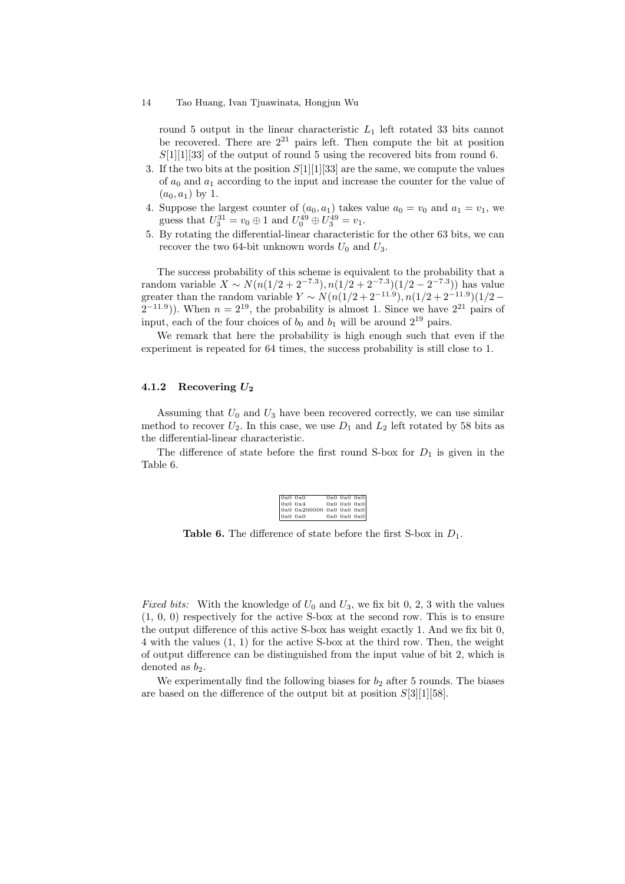round 5 output in the linear characteristic $L_1$ left rotated 33 bits cannot be recovered. There are $2^{21}$ pairs left. Then compute the bit at position $S[1][1][33]$ of the output of round 5 using the recovered bits from round 6.

3. If the two bits at the position $S[1][1][33]$ are the same, we compute the values of $a_0$ and $a_1$ according to the input and increase the counter for the value of $(a_0, a_1)$ by 1.
4. Suppose the largest counter of $(a_0, a_1)$ takes value $a_0 = v_0$ and $a_1 = v_1$, we guess that $U_3^{31} = v_0 \oplus 1$ and $U_0^{49} \oplus U_3^{49} = v_1$.
5. By rotating the differential-linear characteristic for the other 63 bits, we can recover the two 64-bit unknown words $U_0$ and $U_3$.

The success probability of this scheme is equivalent to the probability that a random variable $X \sim N(n(1/2 + 2^{-7.3}), n(1/2 + 2^{-7.3})(1/2 - 2^{-7.3}))$ has value greater than the random variable $Y \sim N(n(1/2 + 2^{-11.9}), n(1/2 + 2^{-11.9})(1/2 - 2^{-11.9}))$. When $n = 2^{19}$, the probability is almost 1. Since we have $2^{21}$ pairs of input, each of the four choices of $b_0$ and $b_1$ will be around $2^{19}$ pairs.

We remark that here the probability is high enough such that even if the experiment is repeated for 64 times, the success probability is still close to 1.

### 4.1.2 Recovering $U_2$

Assuming that $U_0$ and $U_3$ have been recovered correctly, we can use similar method to recover $U_2$. In this case, we use $D_1$ and $L_2$ left rotated by 58 bits as the differential-linear characteristic.

The difference of state before the first round S-box for $D_1$ is given in the Table 6.

| | | | | |
|---|---|---|---|---|
| 0x0 | 0x0 | 0x0 | 0x0 | 0x0 |
| 0x0 | 0x4 | 0x0 | 0x0 | 0x0 |
| 0x0 | 0x200000 | 0x0 | 0x0 | 0x0 |
| 0x0 | 0x0 | 0x0 | 0x0 | 0x0 |

**Table 6.** The difference of state before the first S-box in $D_1$.

*Fixed bits:* With the knowledge of $U_0$ and $U_3$, we fix bit 0, 2, 3 with the values (1, 0, 0) respectively for the active S-box at the second row. This is to ensure the output difference of this active S-box has weight exactly 1. And we fix bit 0, 4 with the values (1, 1) for the active S-box at the third row. Then, the weight of output difference can be distinguished from the input value of bit 2, which is denoted as $b_2$.

We experimentally find the following biases for $b_2$ after 5 rounds. The biases are based on the difference of the output bit at position $S[3][1][58]$.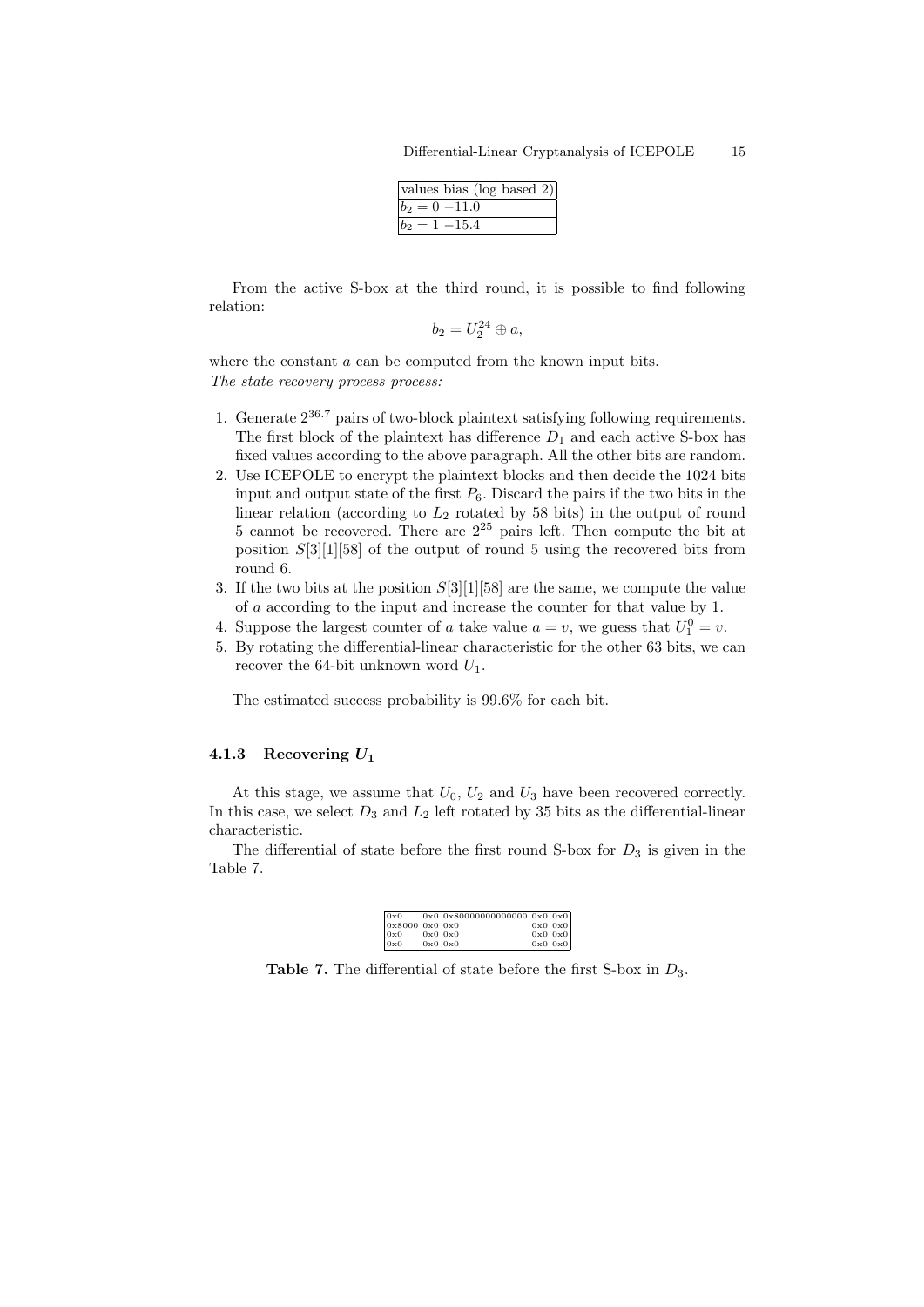| values | bias (log based 2) |
| --- | --- |
| $b_2 = 0$ | $-11.0$ |
| $b_2 = 1$ | $-15.4$ |

From the active S-box at the third round, it is possible to find following relation:

$$b_2 = U_2^{24} \oplus a,$$

where the constant $a$ can be computed from the known input bits.
*The state recovery process process:*

1. Generate $2^{36.7}$ pairs of two-block plaintext satisfying following requirements. The first block of the plaintext has difference $D_1$ and each active S-box has fixed values according to the above paragraph. All the other bits are random.
2. Use ICEPOLE to encrypt the plaintext blocks and then decide the 1024 bits input and output state of the first $P_6$. Discard the pairs if the two bits in the linear relation (according to $L_2$ rotated by 58 bits) in the output of round 5 cannot be recovered. There are $2^{25}$ pairs left. Then compute the bit at position $S[3][1][58]$ of the output of round 5 using the recovered bits from round 6.
3. If the two bits at the position $S[3][1][58]$ are the same, we compute the value of $a$ according to the input and increase the counter for that value by 1.
4. Suppose the largest counter of $a$ take value $a = v$, we guess that $U_1^0 = v$.
5. By rotating the differential-linear characteristic for the other 63 bits, we can recover the 64-bit unknown word $U_1$.

The estimated success probability is 99.6% for each bit.

### 4.1.3 Recovering $U_1$

At this stage, we assume that $U_0$, $U_2$ and $U_3$ have been recovered correctly. In this case, we select $D_3$ and $L_2$ left rotated by 35 bits as the differential-linear characteristic.

The differential of state before the first round S-box for $D_3$ is given in the Table 7.

| | | | | |
| --- | --- | --- | --- | --- |
| 0x0 | 0x0 | 0x8000000000000000 | 0x0 | 0x0 |
| 0x8000 | 0x0 | 0x0 | 0x0 | 0x0 |
| 0x0 | 0x0 | 0x0 | 0x0 | 0x0 |
| 0x0 | 0x0 | 0x0 | 0x0 | 0x0 |

**Table 7.** The differential of state before the first S-box in $D_3$.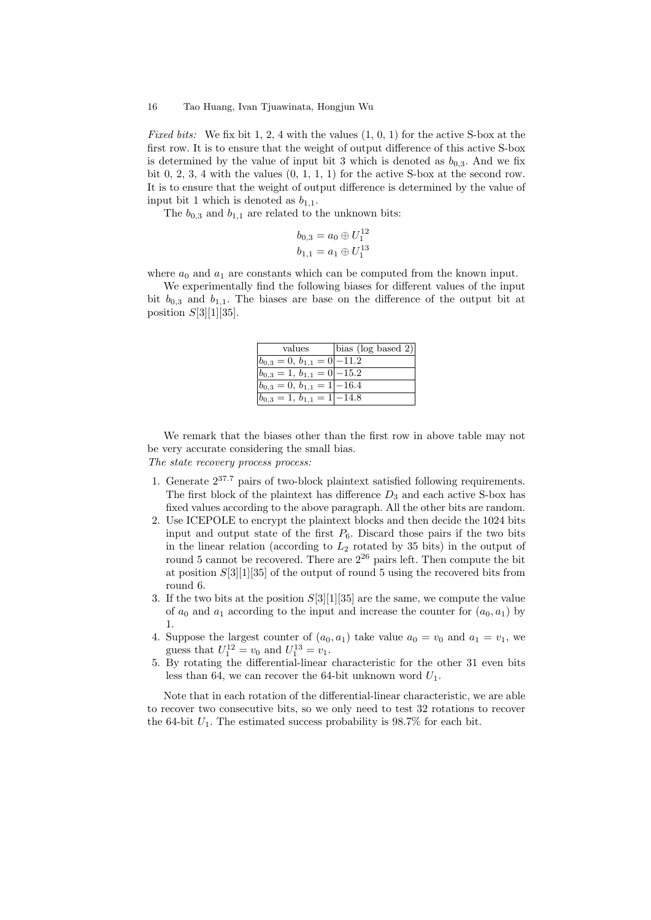*Fixed bits:* We fix bit 1, 2, 4 with the values (1, 0, 1) for the active S-box at the first row. It is to ensure that the weight of output difference of this active S-box is determined by the value of input bit 3 which is denoted as $b_{0,3}$. And we fix bit 0, 2, 3, 4 with the values (0, 1, 1, 1) for the active S-box at the second row. It is to ensure that the weight of output difference is determined by the value of input bit 1 which is denoted as $b_{1,1}$.

The $b_{0,3}$ and $b_{1,1}$ are related to the unknown bits:

$$b_{0,3} = a_0 \oplus U_1^{12}$$
$$b_{1,1} = a_1 \oplus U_1^{13}$$

where $a_0$ and $a_1$ are constants which can be computed from the known input.

We experimentally find the following biases for different values of the input bit $b_{0,3}$ and $b_{1,1}$. The biases are base on the difference of the output bit at position $S[3][1][35]$.

| values | bias (log based 2) |
|---|---|
| $b_{0,3} = 0,\ b_{1,1} = 0$ | $-11.2$ |
| $b_{0,3} = 1,\ b_{1,1} = 0$ | $-15.2$ |
| $b_{0,3} = 0,\ b_{1,1} = 1$ | $-16.4$ |
| $b_{0,3} = 1,\ b_{1,1} = 1$ | $-14.8$ |

We remark that the biases other than the first row in above table may not be very accurate considering the small bias.

*The state recovery process process:*

1. Generate $2^{37.7}$ pairs of two-block plaintext satisfied following requirements. The first block of the plaintext has difference $D_3$ and each active S-box has fixed values according to the above paragraph. All the other bits are random.
2. Use ICEPOLE to encrypt the plaintext blocks and then decide the 1024 bits input and output state of the first $P_6$. Discard those pairs if the two bits in the linear relation (according to $L_2$ rotated by 35 bits) in the output of round 5 cannot be recovered. There are $2^{26}$ pairs left. Then compute the bit at position $S[3][1][35]$ of the output of round 5 using the recovered bits from round 6.
3. If the two bits at the position $S[3][1][35]$ are the same, we compute the value of $a_0$ and $a_1$ according to the input and increase the counter for $(a_0, a_1)$ by 1.
4. Suppose the largest counter of $(a_0, a_1)$ take value $a_0 = v_0$ and $a_1 = v_1$, we guess that $U_1^{12} = v_0$ and $U_1^{13} = v_1$.
5. By rotating the differential-linear characteristic for the other 31 even bits less than 64, we can recover the 64-bit unknown word $U_1$.

Note that in each rotation of the differential-linear characteristic, we are able to recover two consecutive bits, so we only need to test 32 rotations to recover the 64-bit $U_1$. The estimated success probability is 98.7% for each bit.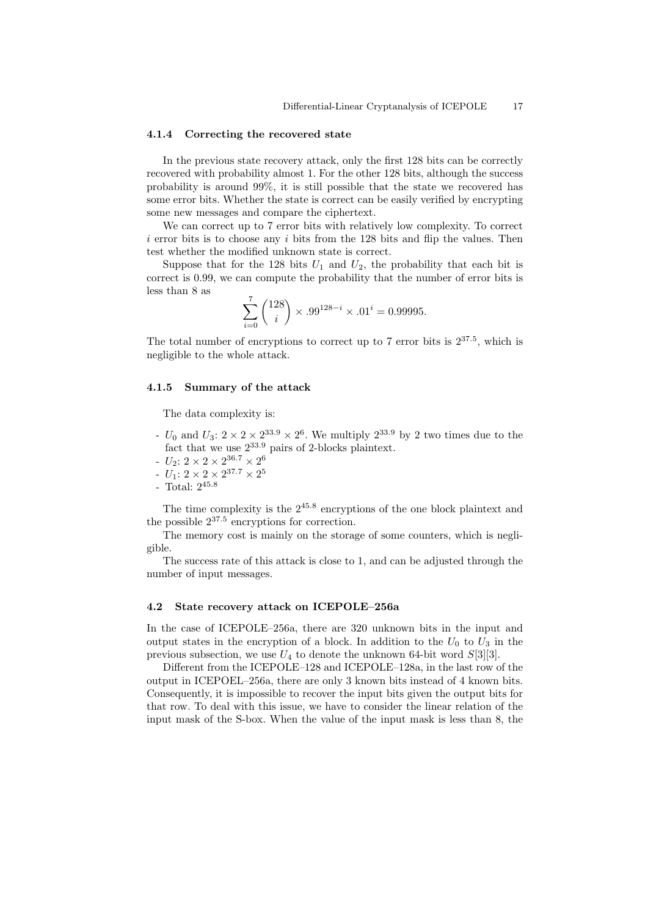#### 4.1.4 Correcting the recovered state

In the previous state recovery attack, only the first 128 bits can be correctly recovered with probability almost 1. For the other 128 bits, although the success probability is around 99%, it is still possible that the state we recovered has some error bits. Whether the state is correct can be easily verified by encrypting some new messages and compare the ciphertext.

We can correct up to 7 error bits with relatively low complexity. To correct $i$ error bits is to choose any $i$ bits from the 128 bits and flip the values. Then test whether the modified unknown state is correct.

Suppose that for the 128 bits $U_1$ and $U_2$, the probability that each bit is correct is 0.99, we can compute the probability that the number of error bits is less than 8 as

$$\sum_{i=0}^{7} \binom{128}{i} \times .99^{128-i} \times .01^{i} = 0.99995.$$

The total number of encryptions to correct up to 7 error bits is $2^{37.5}$, which is negligible to the whole attack.

#### 4.1.5 Summary of the attack

The data complexity is:

- $U_0$ and $U_3$: $2 \times 2 \times 2^{33.9} \times 2^6$. We multiply $2^{33.9}$ by 2 two times due to the fact that we use $2^{33.9}$ pairs of 2-blocks plaintext.
- $U_2$: $2 \times 2 \times 2^{36.7} \times 2^6$
- $U_1$: $2 \times 2 \times 2^{37.7} \times 2^5$
- Total: $2^{45.8}$

The time complexity is the $2^{45.8}$ encryptions of the one block plaintext and the possible $2^{37.5}$ encryptions for correction.

The memory cost is mainly on the storage of some counters, which is negligible.

The success rate of this attack is close to 1, and can be adjusted through the number of input messages.

### 4.2 State recovery attack on ICEPOLE–256a

In the case of ICEPOLE–256a, there are 320 unknown bits in the input and output states in the encryption of a block. In addition to the $U_0$ to $U_3$ in the previous subsection, we use $U_4$ to denote the unknown 64-bit word $S[3][3]$.

Different from the ICEPOLE–128 and ICEPOLE–128a, in the last row of the output in ICEPOEL–256a, there are only 3 known bits instead of 4 known bits. Consequently, it is impossible to recover the input bits given the output bits for that row. To deal with this issue, we have to consider the linear relation of the input mask of the S-box. When the value of the input mask is less than 8, the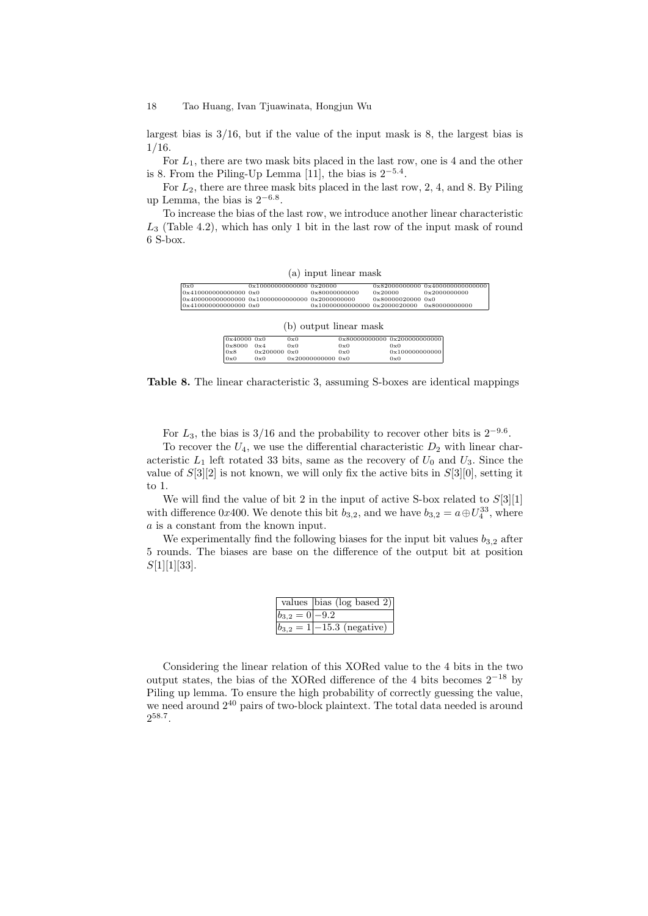largest bias is 3/16, but if the value of the input mask is 8, the largest bias is 1/16.

For $L_1$, there are two mask bits placed in the last row, one is 4 and the other is 8. From the Piling-Up Lemma [11], the bias is $2^{-5.4}$.

For $L_2$, there are three mask bits placed in the last row, 2, 4, and 8. By Piling up Lemma, the bias is $2^{-6.8}$.

To increase the bias of the last row, we introduce another linear characteristic $L_3$ (Table 4.2), which has only 1 bit in the last row of the input mask of round 6 S-box.

(a) input linear mask

| | | | | |
|---|---|---|---|---|
| 0x0 | 0x10000000000000 | 0x20000 | 0x82000000000 | 0x400000000000000 |
| 0x410000000000000 | 0x0 | 0x80000000000 | 0x20000 | 0x2000000000 |
| 0x400000000000000 | 0x10000000000000 | 0x2000000000 | 0x80000020000 | 0x0 |
| 0x410000000000000 | 0x0 | 0x10000000000000 | 0x2000020000 | 0x80000000000 |

(b) output linear mask

| | | | | |
|---|---|---|---|---|
| 0x40000 | 0x0 | 0x0 | 0x80000000000 | 0x200000000000 |
| 0x8000 | 0x4 | 0x0 | 0x0 | 0x0 |
| 0x8 | 0x200000 | 0x0 | 0x0 | 0x100000000000 |
| 0x0 | 0x0 | 0x20000000000 | 0x0 | 0x0 |

**Table 8.** The linear characteristic 3, assuming S-boxes are identical mappings

For $L_3$, the bias is 3/16 and the probability to recover other bits is $2^{-9.6}$.

To recover the $U_4$, we use the differential characteristic $D_2$ with linear characteristic $L_1$ left rotated 33 bits, same as the recovery of $U_0$ and $U_3$. Since the value of $S[3][2]$ is not known, we will only fix the active bits in $S[3][0]$, setting it to 1.

We will find the value of bit 2 in the input of active S-box related to $S[3][1]$ with difference $0x400$. We denote this bit $b_{3,2}$, and we have $b_{3,2} = a \oplus U_4^{33}$, where $a$ is a constant from the known input.

We experimentally find the following biases for the input bit values $b_{3,2}$ after 5 rounds. The biases are base on the difference of the output bit at position $S[1][1][33]$.

| values | bias (log based 2) |
|---|---|
| $b_{3,2} = 0$ | $-9.2$ |
| $b_{3,2} = 1$ | $-15.3$ (negative) |

Considering the linear relation of this XORed value to the 4 bits in the two output states, the bias of the XORed difference of the 4 bits becomes $2^{-18}$ by Piling up lemma. To ensure the high probability of correctly guessing the value, we need around $2^{40}$ pairs of two-block plaintext. The total data needed is around $2^{58.7}$.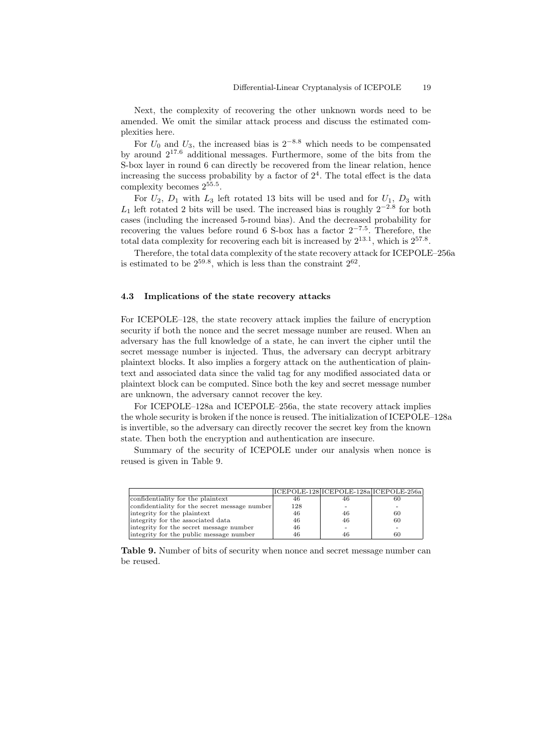Next, the complexity of recovering the other unknown words need to be amended. We omit the similar attack process and discuss the estimated complexities here.

For $U_0$ and $U_3$, the increased bias is $2^{-8.8}$ which needs to be compensated by around $2^{17.6}$ additional messages. Furthermore, some of the bits from the S-box layer in round 6 can directly be recovered from the linear relation, hence increasing the success probability by a factor of $2^4$. The total effect is the data complexity becomes $2^{55.5}$.

For $U_2$, $D_1$ with $L_3$ left rotated 13 bits will be used and for $U_1$, $D_3$ with $L_1$ left rotated 2 bits will be used. The increased bias is roughly $2^{-2.8}$ for both cases (including the increased 5-round bias). And the decreased probability for recovering the values before round 6 S-box has a factor $2^{-7.5}$. Therefore, the total data complexity for recovering each bit is increased by $2^{13.1}$, which is $2^{57.8}$.

Therefore, the total data complexity of the state recovery attack for ICEPOLE–256a is estimated to be $2^{59.8}$, which is less than the constraint $2^{62}$.

### 4.3 Implications of the state recovery attacks

For ICEPOLE–128, the state recovery attack implies the failure of encryption security if both the nonce and the secret message number are reused. When an adversary has the full knowledge of a state, he can invert the cipher until the secret message number is injected. Thus, the adversary can decrypt arbitrary plaintext blocks. It also implies a forgery attack on the authentication of plaintext and associated data since the valid tag for any modified associated data or plaintext block can be computed. Since both the key and secret message number are unknown, the adversary cannot recover the key.

For ICEPOLE–128a and ICEPOLE–256a, the state recovery attack implies the whole security is broken if the nonce is reused. The initialization of ICEPOLE–128a is invertible, so the adversary can directly recover the secret key from the known state. Then both the encryption and authentication are insecure.

Summary of the security of ICEPOLE under our analysis when nonce is reused is given in Table 9.

| | ICEPOLE-128 | ICEPOLE-128a | ICEPOLE-256a |
|---|---|---|---|
| confidentiality for the plaintext | 46 | 46 | 60 |
| confidentiality for the secret message number | 128 | - | - |
| integrity for the plaintext | 46 | 46 | 60 |
| integrity for the associated data | 46 | 46 | 60 |
| integrity for the secret message number | 46 | - | - |
| integrity for the public message number | 46 | 46 | 60 |

**Table 9.** Number of bits of security when nonce and secret message number can be reused.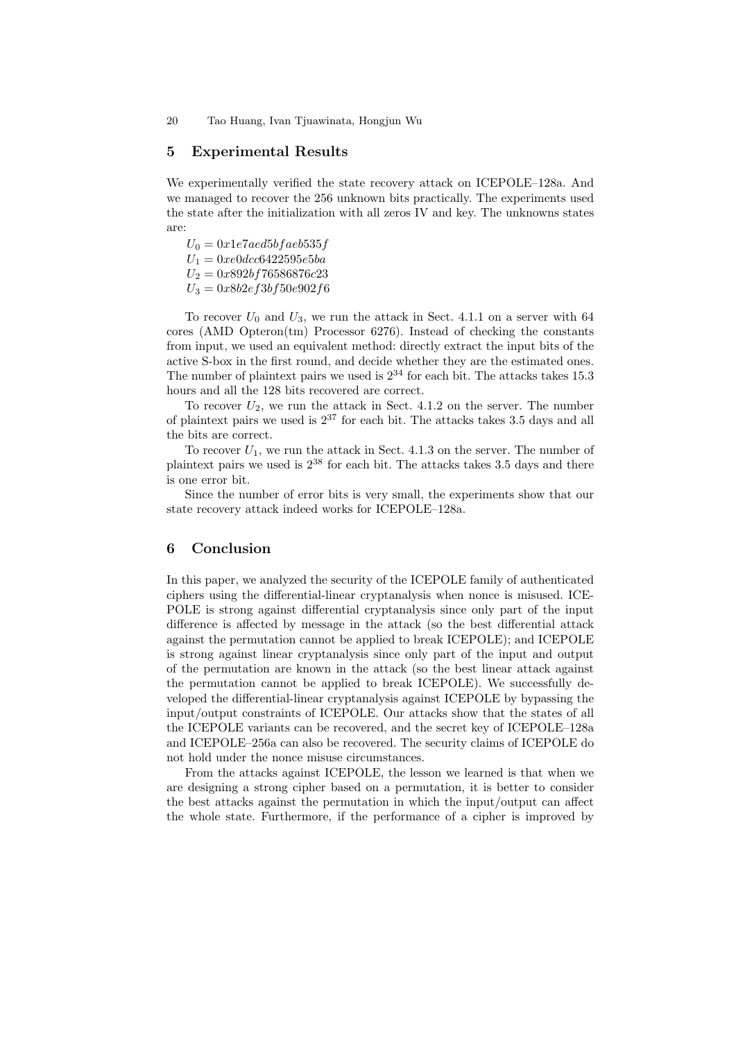## 5 Experimental Results

We experimentally verified the state recovery attack on ICEPOLE–128a. And we managed to recover the 256 unknown bits practically. The experiments used the state after the initialization with all zeros IV and key. The unknowns states are:

$U_0 = 0x1e7aed5bfaeb535f$
$U_1 = 0xe0dcc6422595e5ba$
$U_2 = 0x892bf76586876c23$
$U_3 = 0x8b2ef3bf50e902f6$

To recover $U_0$ and $U_3$, we run the attack in Sect. 4.1.1 on a server with 64 cores (AMD Opteron(tm) Processor 6276). Instead of checking the constants from input, we used an equivalent method: directly extract the input bits of the active S-box in the first round, and decide whether they are the estimated ones. The number of plaintext pairs we used is $2^{34}$ for each bit. The attacks takes 15.3 hours and all the 128 bits recovered are correct.

To recover $U_2$, we run the attack in Sect. 4.1.2 on the server. The number of plaintext pairs we used is $2^{37}$ for each bit. The attacks takes 3.5 days and all the bits are correct.

To recover $U_1$, we run the attack in Sect. 4.1.3 on the server. The number of plaintext pairs we used is $2^{38}$ for each bit. The attacks takes 3.5 days and there is one error bit.

Since the number of error bits is very small, the experiments show that our state recovery attack indeed works for ICEPOLE–128a.

## 6 Conclusion

In this paper, we analyzed the security of the ICEPOLE family of authenticated ciphers using the differential-linear cryptanalysis when nonce is misused. ICEPOLE is strong against differential cryptanalysis since only part of the input difference is affected by message in the attack (so the best differential attack against the permutation cannot be applied to break ICEPOLE); and ICEPOLE is strong against linear cryptanalysis since only part of the input and output of the permutation are known in the attack (so the best linear attack against the permutation cannot be applied to break ICEPOLE). We successfully developed the differential-linear cryptanalysis against ICEPOLE by bypassing the input/output constraints of ICEPOLE. Our attacks show that the states of all the ICEPOLE variants can be recovered, and the secret key of ICEPOLE–128a and ICEPOLE–256a can also be recovered. The security claims of ICEPOLE do not hold under the nonce misuse circumstances.

From the attacks against ICEPOLE, the lesson we learned is that when we are designing a strong cipher based on a permutation, it is better to consider the best attacks against the permutation in which the input/output can affect the whole state. Furthermore, if the performance of a cipher is improved by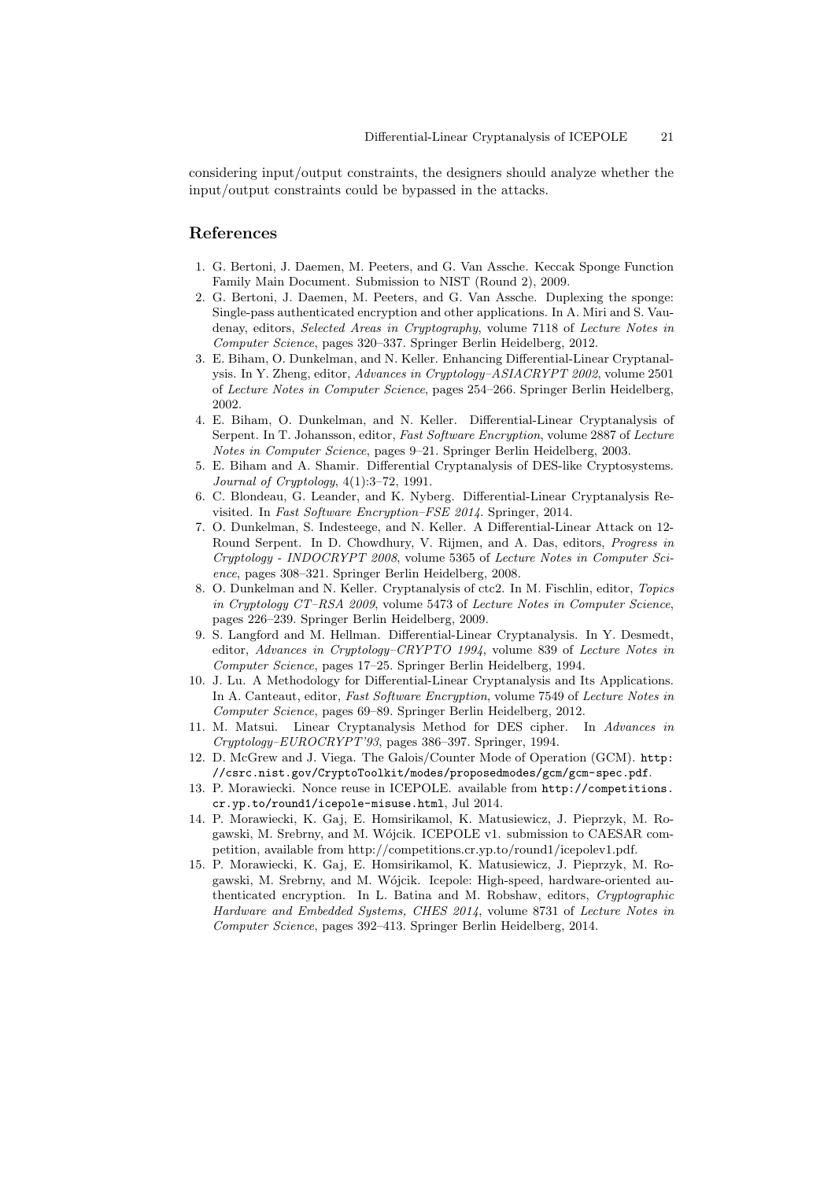considering input/output constraints, the designers should analyze whether the input/output constraints could be bypassed in the attacks.

## References

1. G. Bertoni, J. Daemen, M. Peeters, and G. Van Assche. Keccak Sponge Function Family Main Document. Submission to NIST (Round 2), 2009.
2. G. Bertoni, J. Daemen, M. Peeters, and G. Van Assche. Duplexing the sponge: Single-pass authenticated encryption and other applications. In A. Miri and S. Vaudenay, editors, *Selected Areas in Cryptography*, volume 7118 of *Lecture Notes in Computer Science*, pages 320–337. Springer Berlin Heidelberg, 2012.
3. E. Biham, O. Dunkelman, and N. Keller. Enhancing Differential-Linear Cryptanalysis. In Y. Zheng, editor, *Advances in Cryptology–ASIACRYPT 2002*, volume 2501 of *Lecture Notes in Computer Science*, pages 254–266. Springer Berlin Heidelberg, 2002.
4. E. Biham, O. Dunkelman, and N. Keller. Differential-Linear Cryptanalysis of Serpent. In T. Johansson, editor, *Fast Software Encryption*, volume 2887 of *Lecture Notes in Computer Science*, pages 9–21. Springer Berlin Heidelberg, 2003.
5. E. Biham and A. Shamir. Differential Cryptanalysis of DES-like Cryptosystems. *Journal of Cryptology*, 4(1):3–72, 1991.
6. C. Blondeau, G. Leander, and K. Nyberg. Differential-Linear Cryptanalysis Revisited. In *Fast Software Encryption–FSE 2014*. Springer, 2014.
7. O. Dunkelman, S. Indesteege, and N. Keller. A Differential-Linear Attack on 12-Round Serpent. In D. Chowdhury, V. Rijmen, and A. Das, editors, *Progress in Cryptology - INDOCRYPT 2008*, volume 5365 of *Lecture Notes in Computer Science*, pages 308–321. Springer Berlin Heidelberg, 2008.
8. O. Dunkelman and N. Keller. Cryptanalysis of ctc2. In M. Fischlin, editor, *Topics in Cryptology CT–RSA 2009*, volume 5473 of *Lecture Notes in Computer Science*, pages 226–239. Springer Berlin Heidelberg, 2009.
9. S. Langford and M. Hellman. Differential-Linear Cryptanalysis. In Y. Desmedt, editor, *Advances in Cryptology–CRYPTO 1994*, volume 839 of *Lecture Notes in Computer Science*, pages 17–25. Springer Berlin Heidelberg, 1994.
10. J. Lu. A Methodology for Differential-Linear Cryptanalysis and Its Applications. In A. Canteaut, editor, *Fast Software Encryption*, volume 7549 of *Lecture Notes in Computer Science*, pages 69–89. Springer Berlin Heidelberg, 2012.
11. M. Matsui. Linear Cryptanalysis Method for DES cipher. In *Advances in Cryptology–EUROCRYPT'93*, pages 386–397. Springer, 1994.
12. D. McGrew and J. Viega. The Galois/Counter Mode of Operation (GCM). `http://csrc.nist.gov/CryptoToolkit/modes/proposedmodes/gcm/gcm-spec.pdf`.
13. P. Morawiecki. Nonce reuse in ICEPOLE. available from `http://competitions.cr.yp.to/round1/icepole-misuse.html`, Jul 2014.
14. P. Morawiecki, K. Gaj, E. Homsirikamol, K. Matusiewicz, J. Pieprzyk, M. Rogawski, M. Srebrny, and M. Wójcik. ICEPOLE v1. submission to CAESAR competition, available from http://competitions.cr.yp.to/round1/icepolev1.pdf.
15. P. Morawiecki, K. Gaj, E. Homsirikamol, K. Matusiewicz, J. Pieprzyk, M. Rogawski, M. Srebrny, and M. Wójcik. Icepole: High-speed, hardware-oriented authenticated encryption. In L. Batina and M. Robshaw, editors, *Cryptographic Hardware and Embedded Systems, CHES 2014*, volume 8731 of *Lecture Notes in Computer Science*, pages 392–413. Springer Berlin Heidelberg, 2014.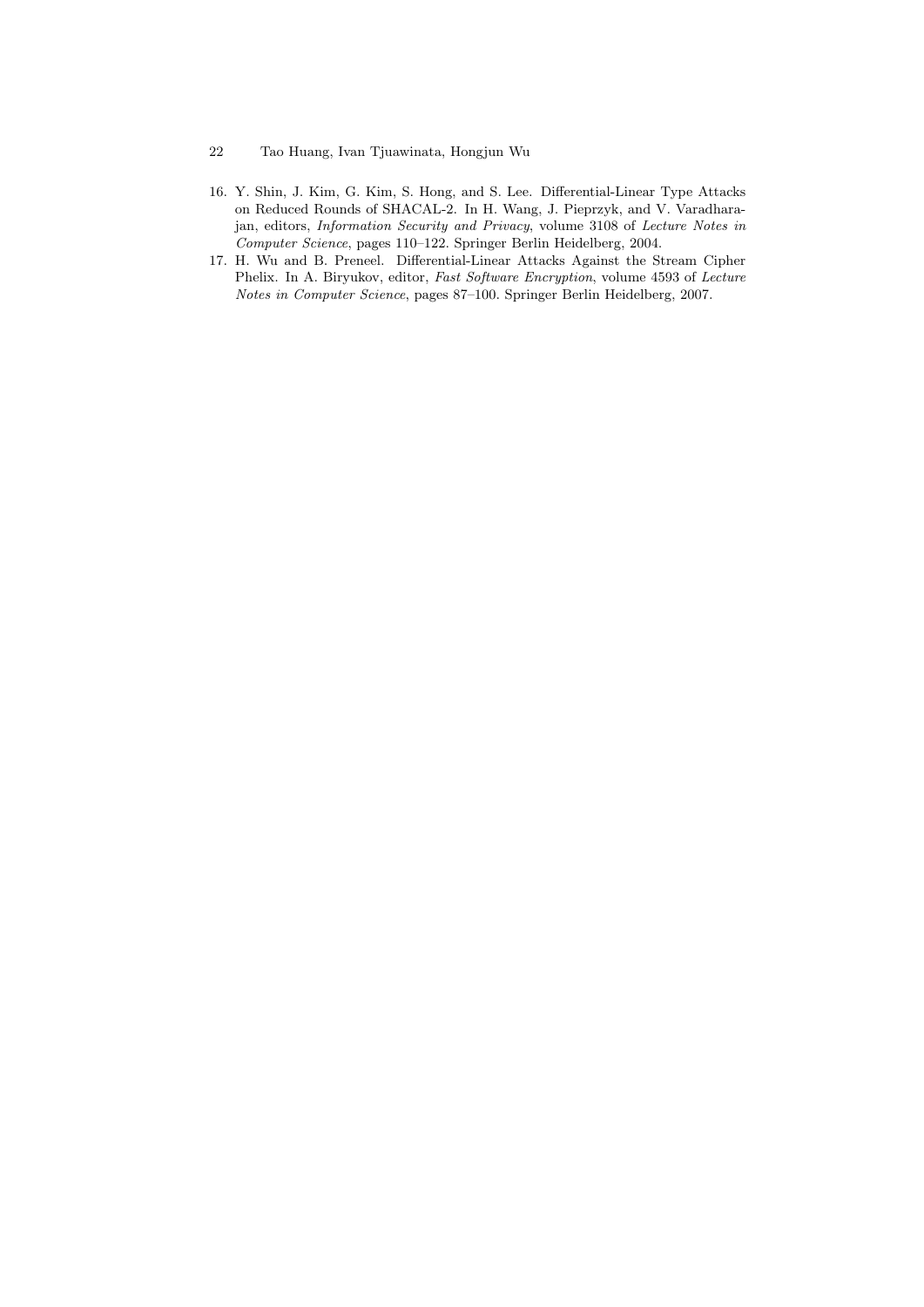16. Y. Shin, J. Kim, G. Kim, S. Hong, and S. Lee. Differential-Linear Type Attacks on Reduced Rounds of SHACAL-2. In H. Wang, J. Pieprzyk, and V. Varadharajan, editors, *Information Security and Privacy*, volume 3108 of *Lecture Notes in Computer Science*, pages 110–122. Springer Berlin Heidelberg, 2004.
17. H. Wu and B. Preneel. Differential-Linear Attacks Against the Stream Cipher Phelix. In A. Biryukov, editor, *Fast Software Encryption*, volume 4593 of *Lecture Notes in Computer Science*, pages 87–100. Springer Berlin Heidelberg, 2007.